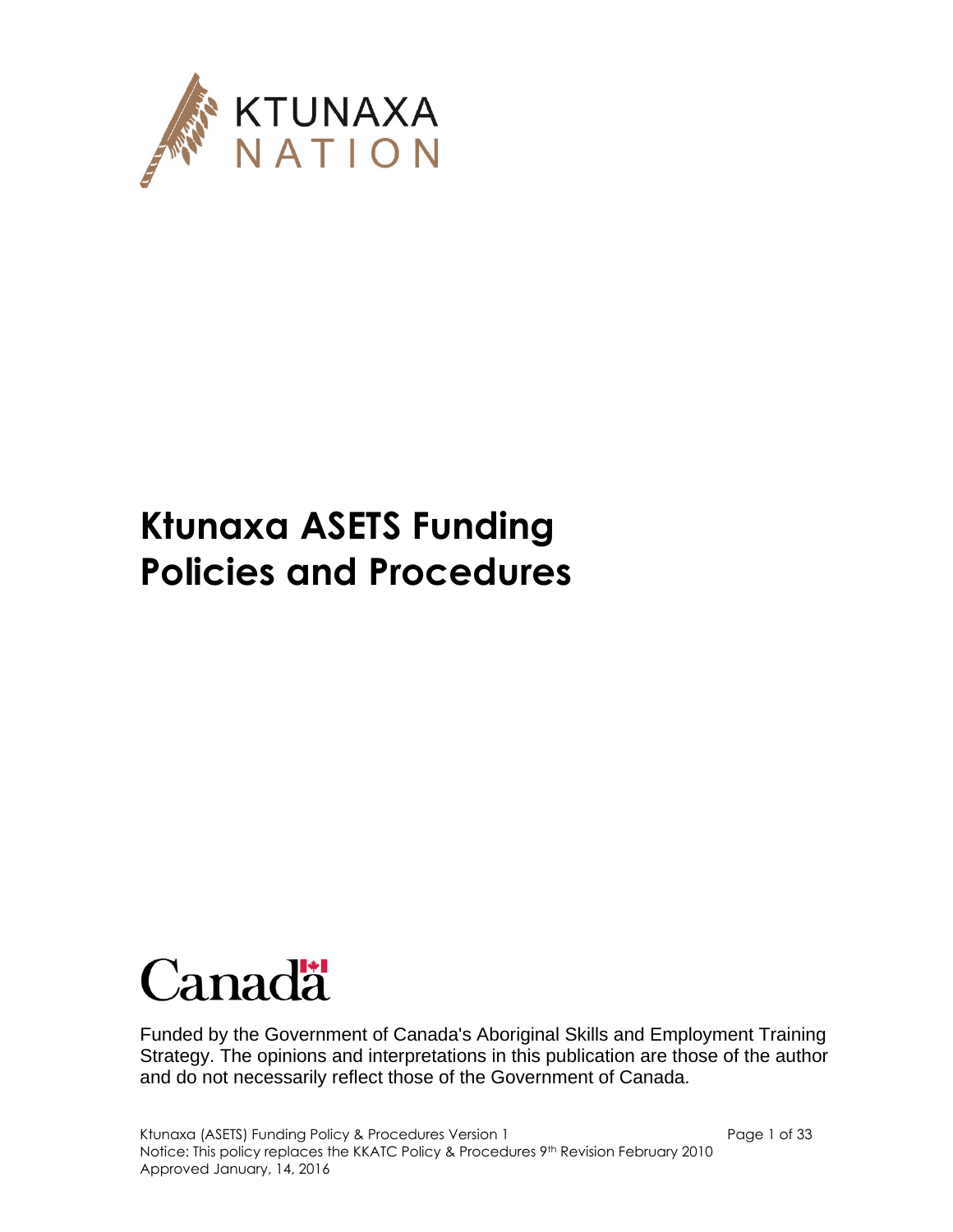KTUNAXA
NATION

# Ktunaxa ASETS Funding Policies and Procedures

Canada

Funded by the Government of Canada's Aboriginal Skills and Employment Training Strategy. The opinions and interpretations in this publication are those of the author and do not necessarily reflect those of the Government of Canada.

Ktunaxa (ASETS) Funding Policy & Procedures Version 1
Notice: This policy replaces the KKATC Policy & Procedures 9th Revision February 2010
Approved January, 14, 2016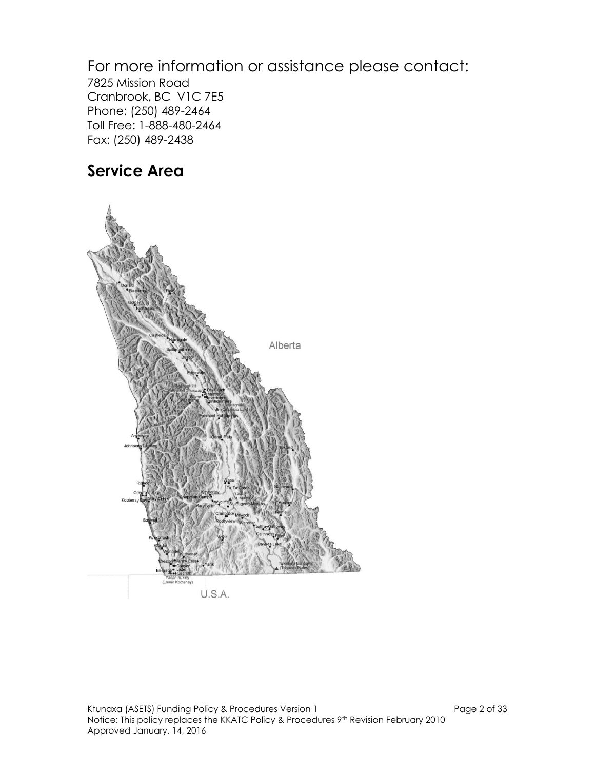For more information or assistance please contact:

7825 Mission Road
Cranbrook, BC V1C 7E5
Phone: (250) 489-2464
Toll Free: 1-888-480-2464
Fax: (250) 489-2438

## Service Area

Alberta

U.S.A.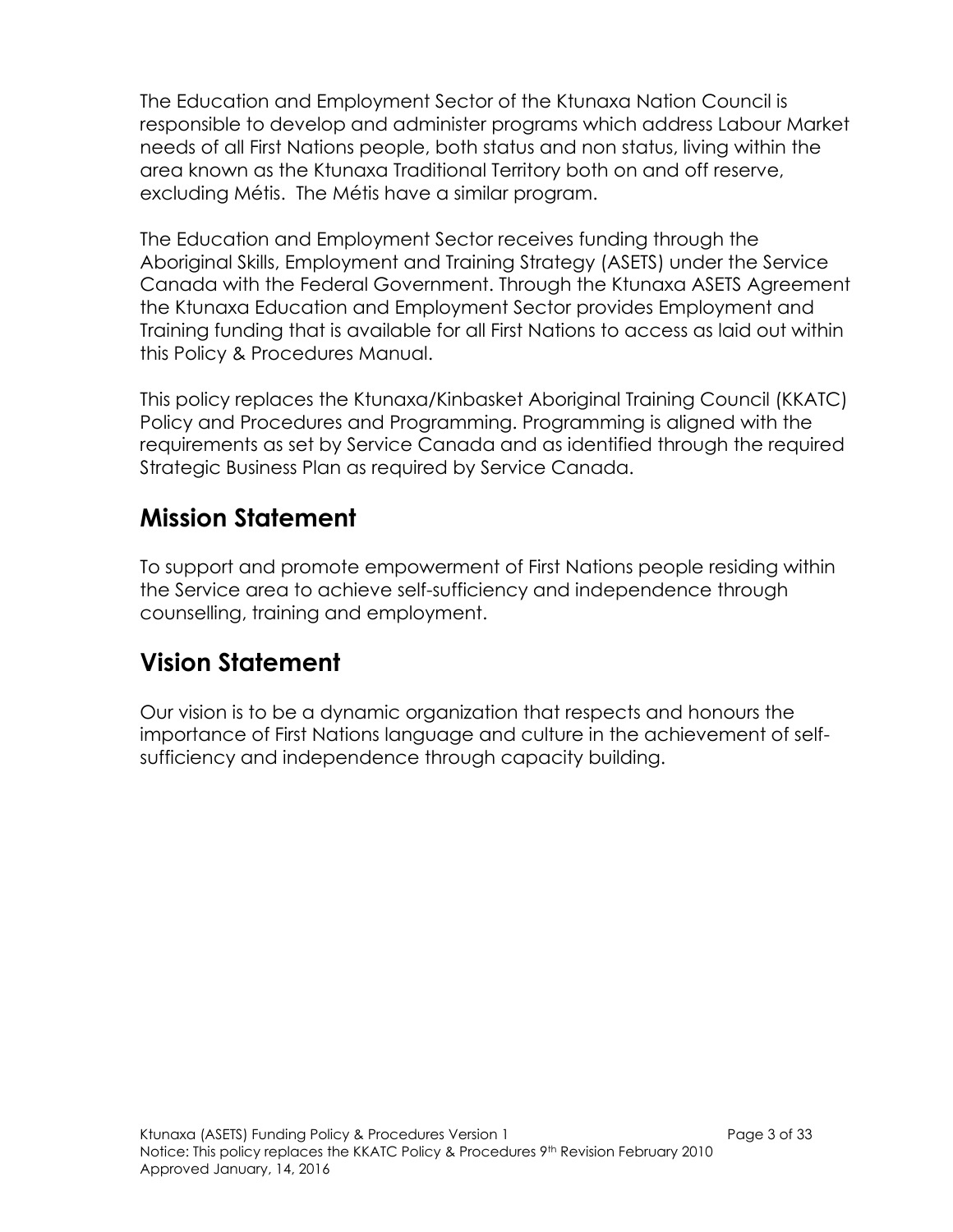The Education and Employment Sector of the Ktunaxa Nation Council is responsible to develop and administer programs which address Labour Market needs of all First Nations people, both status and non status, living within the area known as the Ktunaxa Traditional Territory both on and off reserve, excluding Métis. The Métis have a similar program.

The Education and Employment Sector receives funding through the Aboriginal Skills, Employment and Training Strategy (ASETS) under the Service Canada with the Federal Government. Through the Ktunaxa ASETS Agreement the Ktunaxa Education and Employment Sector provides Employment and Training funding that is available for all First Nations to access as laid out within this Policy & Procedures Manual.

This policy replaces the Ktunaxa/Kinbasket Aboriginal Training Council (KKATC) Policy and Procedures and Programming. Programming is aligned with the requirements as set by Service Canada and as identified through the required Strategic Business Plan as required by Service Canada.

## Mission Statement

To support and promote empowerment of First Nations people residing within the Service area to achieve self-sufficiency and independence through counselling, training and employment.

## Vision Statement

Our vision is to be a dynamic organization that respects and honours the importance of First Nations language and culture in the achievement of self-sufficiency and independence through capacity building.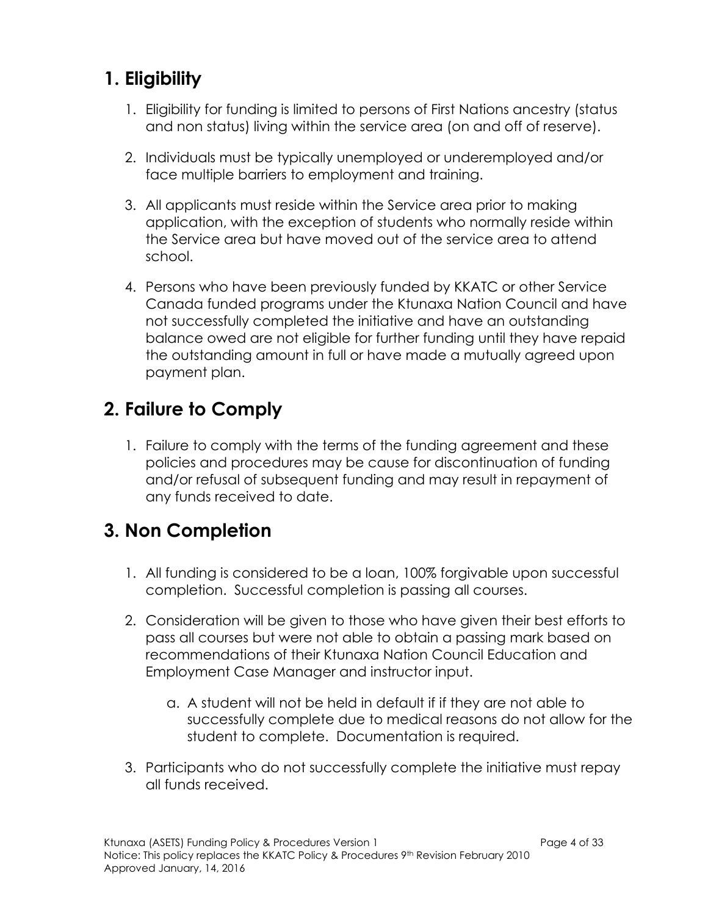## 1. Eligibility

1. Eligibility for funding is limited to persons of First Nations ancestry (status and non status) living within the service area (on and off of reserve).
2. Individuals must be typically unemployed or underemployed and/or face multiple barriers to employment and training.
3. All applicants must reside within the Service area prior to making application, with the exception of students who normally reside within the Service area but have moved out of the service area to attend school.
4. Persons who have been previously funded by KKATC or other Service Canada funded programs under the Ktunaxa Nation Council and have not successfully completed the initiative and have an outstanding balance owed are not eligible for further funding until they have repaid the outstanding amount in full or have made a mutually agreed upon payment plan.

## 2. Failure to Comply

1. Failure to comply with the terms of the funding agreement and these policies and procedures may be cause for discontinuation of funding and/or refusal of subsequent funding and may result in repayment of any funds received to date.

## 3. Non Completion

1. All funding is considered to be a loan, 100% forgivable upon successful completion. Successful completion is passing all courses.
2. Consideration will be given to those who have given their best efforts to pass all courses but were not able to obtain a passing mark based on recommendations of their Ktunaxa Nation Council Education and Employment Case Manager and instructor input.
   a. A student will not be held in default if if they are not able to successfully complete due to medical reasons do not allow for the student to complete. Documentation is required.
3. Participants who do not successfully complete the initiative must repay all funds received.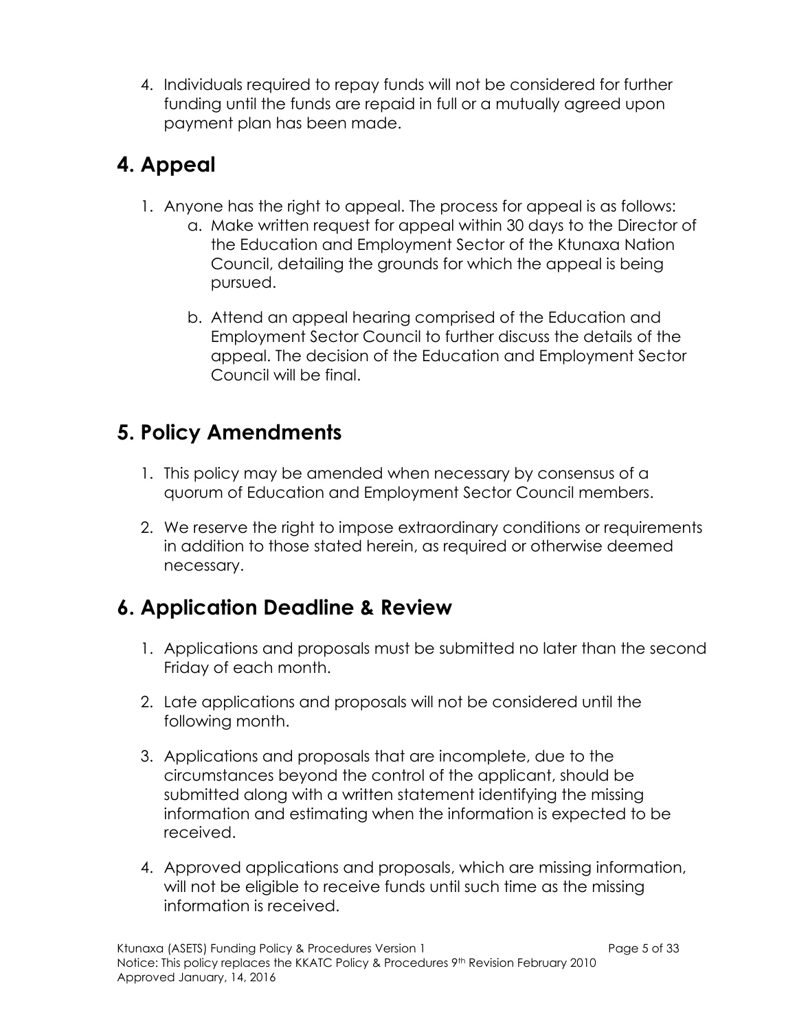4. Individuals required to repay funds will not be considered for further funding until the funds are repaid in full or a mutually agreed upon payment plan has been made.

## 4. Appeal

1. Anyone has the right to appeal. The process for appeal is as follows:
   a. Make written request for appeal within 30 days to the Director of the Education and Employment Sector of the Ktunaxa Nation Council, detailing the grounds for which the appeal is being pursued.

   b. Attend an appeal hearing comprised of the Education and Employment Sector Council to further discuss the details of the appeal. The decision of the Education and Employment Sector Council will be final.

## 5. Policy Amendments

1. This policy may be amended when necessary by consensus of a quorum of Education and Employment Sector Council members.

2. We reserve the right to impose extraordinary conditions or requirements in addition to those stated herein, as required or otherwise deemed necessary.

## 6. Application Deadline & Review

1. Applications and proposals must be submitted no later than the second Friday of each month.

2. Late applications and proposals will not be considered until the following month.

3. Applications and proposals that are incomplete, due to the circumstances beyond the control of the applicant, should be submitted along with a written statement identifying the missing information and estimating when the information is expected to be received.

4. Approved applications and proposals, which are missing information, will not be eligible to receive funds until such time as the missing information is received.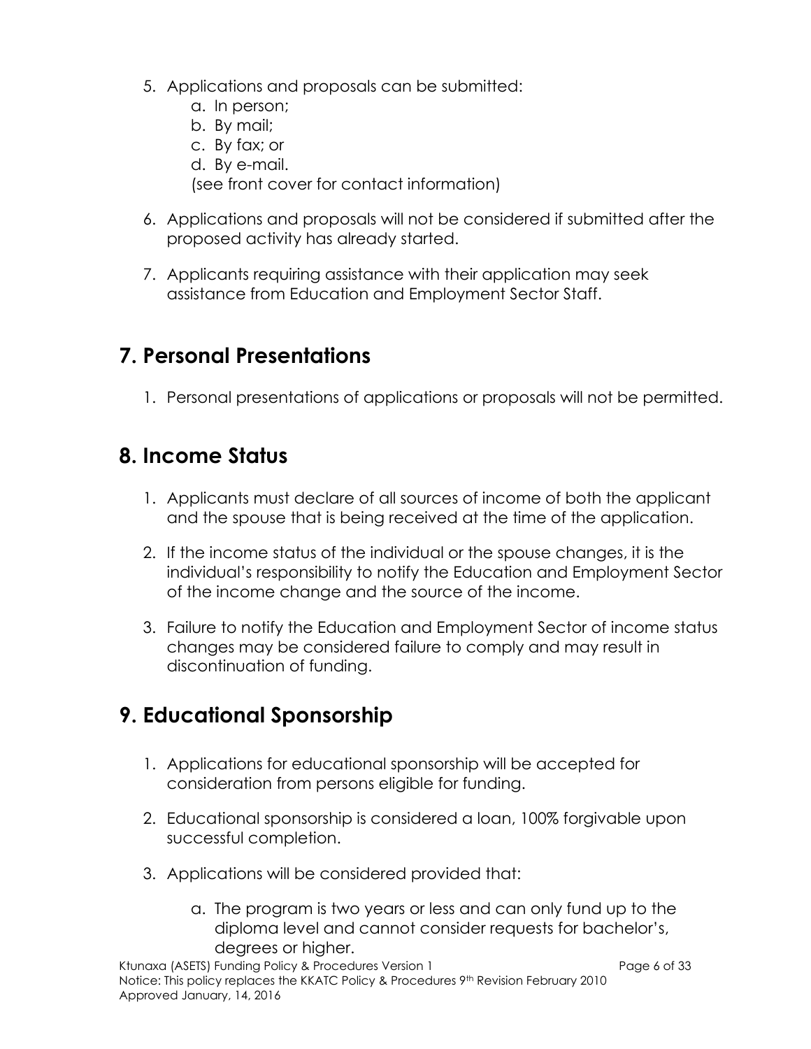5. Applications and proposals can be submitted:
   a. In person;
   b. By mail;
   c. By fax; or
   d. By e-mail.

   (see front cover for contact information)

6. Applications and proposals will not be considered if submitted after the proposed activity has already started.

7. Applicants requiring assistance with their application may seek assistance from Education and Employment Sector Staff.

## 7. Personal Presentations

1. Personal presentations of applications or proposals will not be permitted.

## 8. Income Status

1. Applicants must declare of all sources of income of both the applicant and the spouse that is being received at the time of the application.

2. If the income status of the individual or the spouse changes, it is the individual's responsibility to notify the Education and Employment Sector of the income change and the source of the income.

3. Failure to notify the Education and Employment Sector of income status changes may be considered failure to comply and may result in discontinuation of funding.

## 9. Educational Sponsorship

1. Applications for educational sponsorship will be accepted for consideration from persons eligible for funding.

2. Educational sponsorship is considered a loan, 100% forgivable upon successful completion.

3. Applications will be considered provided that:

   a. The program is two years or less and can only fund up to the diploma level and cannot consider requests for bachelor's, degrees or higher.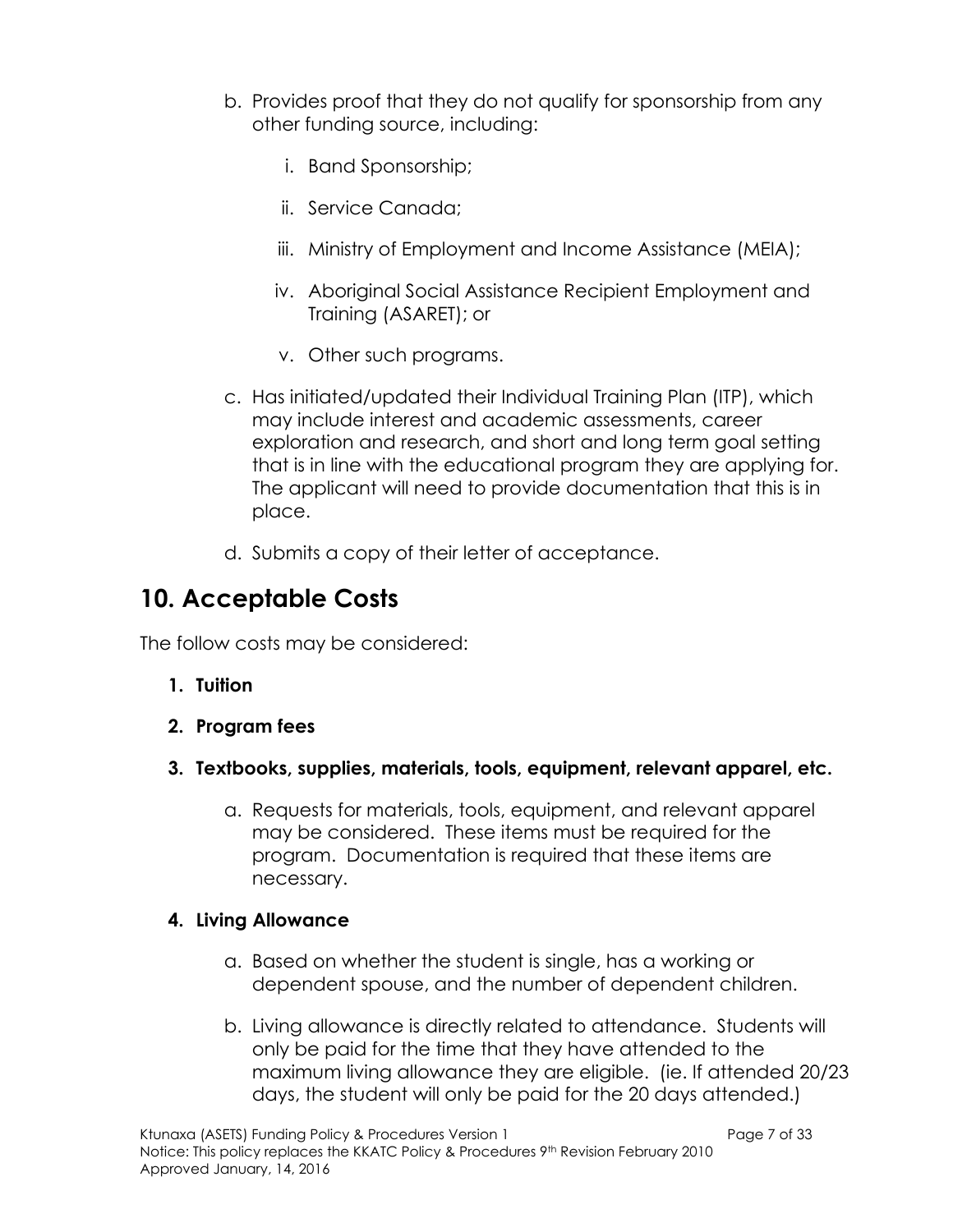b. Provides proof that they do not qualify for sponsorship from any other funding source, including:

   i. Band Sponsorship;

   ii. Service Canada;

   iii. Ministry of Employment and Income Assistance (MEIA);

   iv. Aboriginal Social Assistance Recipient Employment and Training (ASARET); or

   v. Other such programs.

c. Has initiated/updated their Individual Training Plan (ITP), which may include interest and academic assessments, career exploration and research, and short and long term goal setting that is in line with the educational program they are applying for. The applicant will need to provide documentation that this is in place.

d. Submits a copy of their letter of acceptance.

## 10. Acceptable Costs

The follow costs may be considered:

1. **Tuition**

2. **Program fees**

3. **Textbooks, supplies, materials, tools, equipment, relevant apparel, etc.**

   a. Requests for materials, tools, equipment, and relevant apparel may be considered. These items must be required for the program. Documentation is required that these items are necessary.

4. **Living Allowance**

   a. Based on whether the student is single, has a working or dependent spouse, and the number of dependent children.

   b. Living allowance is directly related to attendance. Students will only be paid for the time that they have attended to the maximum living allowance they are eligible. (ie. If attended 20/23 days, the student will only be paid for the 20 days attended.)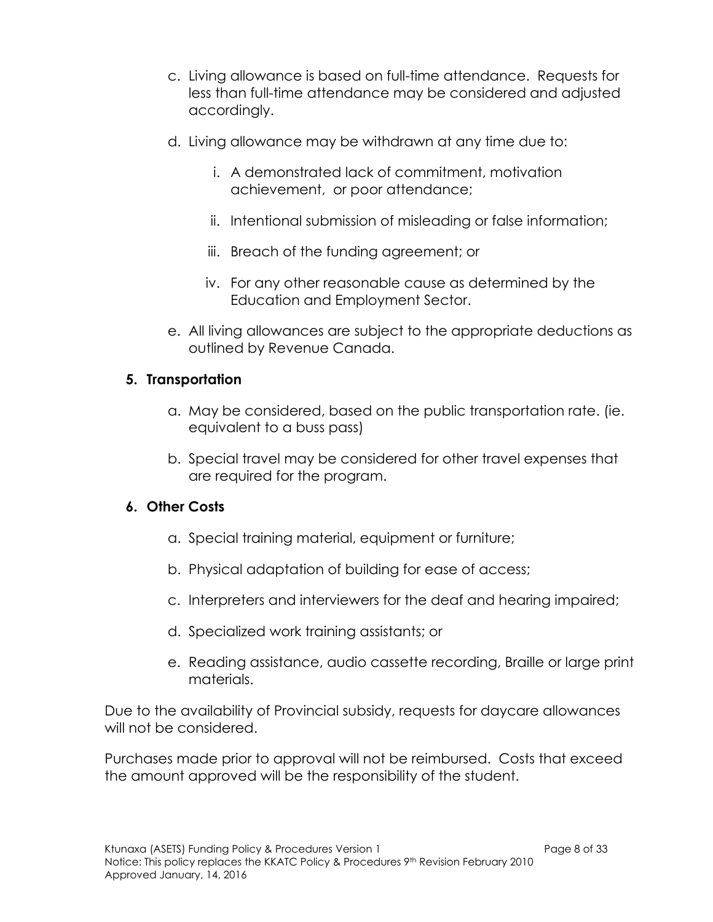c. Living allowance is based on full-time attendance. Requests for less than full-time attendance may be considered and adjusted accordingly.

d. Living allowance may be withdrawn at any time due to:

   i. A demonstrated lack of commitment, motivation achievement, or poor attendance;

   ii. Intentional submission of misleading or false information;

   iii. Breach of the funding agreement; or

   iv. For any other reasonable cause as determined by the Education and Employment Sector.

e. All living allowances are subject to the appropriate deductions as outlined by Revenue Canada.

**5. Transportation**

a. May be considered, based on the public transportation rate. (ie. equivalent to a buss pass)

b. Special travel may be considered for other travel expenses that are required for the program.

**6. Other Costs**

a. Special training material, equipment or furniture;

b. Physical adaptation of building for ease of access;

c. Interpreters and interviewers for the deaf and hearing impaired;

d. Specialized work training assistants; or

e. Reading assistance, audio cassette recording, Braille or large print materials.

Due to the availability of Provincial subsidy, requests for daycare allowances will not be considered.

Purchases made prior to approval will not be reimbursed. Costs that exceed the amount approved will be the responsibility of the student.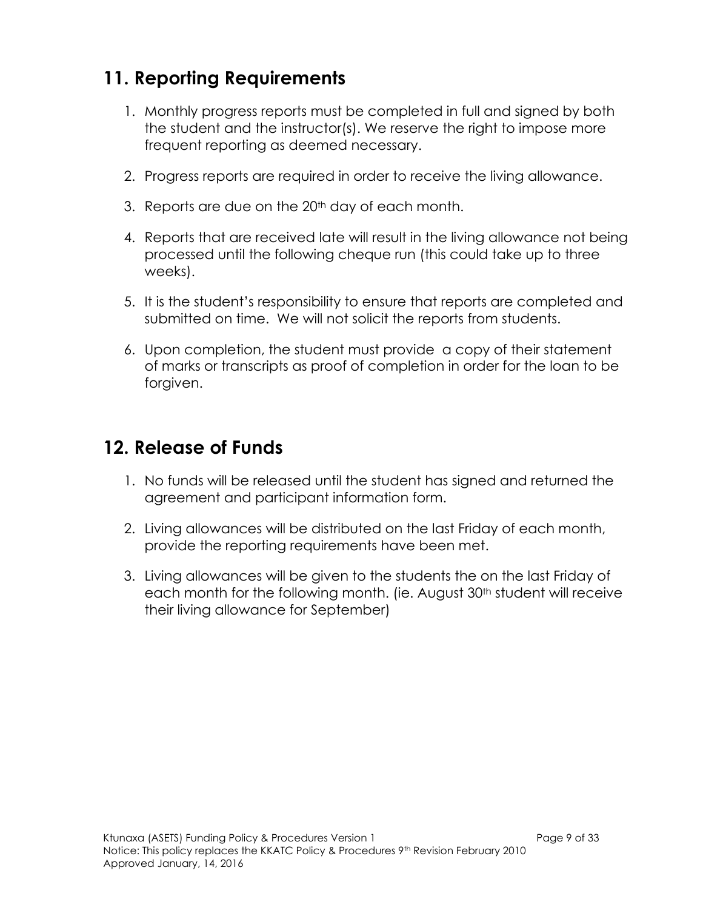## 11. Reporting Requirements

1. Monthly progress reports must be completed in full and signed by both the student and the instructor(s). We reserve the right to impose more frequent reporting as deemed necessary.
2. Progress reports are required in order to receive the living allowance.
3. Reports are due on the 20th day of each month.
4. Reports that are received late will result in the living allowance not being processed until the following cheque run (this could take up to three weeks).
5. It is the student's responsibility to ensure that reports are completed and submitted on time. We will not solicit the reports from students.
6. Upon completion, the student must provide a copy of their statement of marks or transcripts as proof of completion in order for the loan to be forgiven.

## 12. Release of Funds

1. No funds will be released until the student has signed and returned the agreement and participant information form.
2. Living allowances will be distributed on the last Friday of each month, provide the reporting requirements have been met.
3. Living allowances will be given to the students the on the last Friday of each month for the following month. (ie. August 30th student will receive their living allowance for September)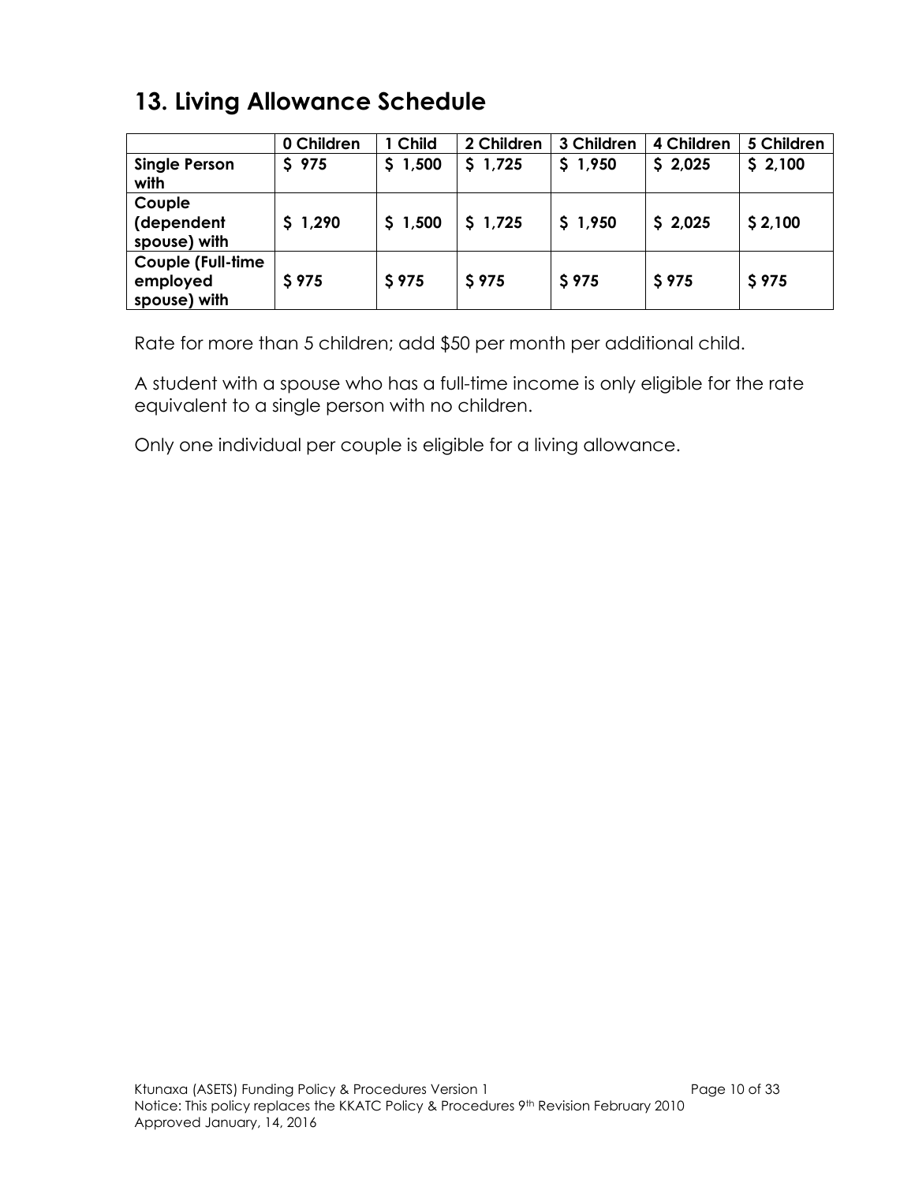## 13. Living Allowance Schedule

| | 0 Children | 1 Child | 2 Children | 3 Children | 4 Children | 5 Children |
|---|---|---|---|---|---|---|
| **Single Person with** | **$ 975** | **$ 1,500** | **$ 1,725** | **$ 1,950** | **$ 2,025** | **$ 2,100** |
| **Couple (dependent spouse) with** | **$ 1,290** | **$ 1,500** | **$ 1,725** | **$ 1,950** | **$ 2,025** | **$ 2,100** |
| **Couple (Full-time employed spouse) with** | **$ 975** | **$ 975** | **$ 975** | **$ 975** | **$ 975** | **$ 975** |

Rate for more than 5 children; add $50 per month per additional child.

A student with a spouse who has a full-time income is only eligible for the rate equivalent to a single person with no children.

Only one individual per couple is eligible for a living allowance.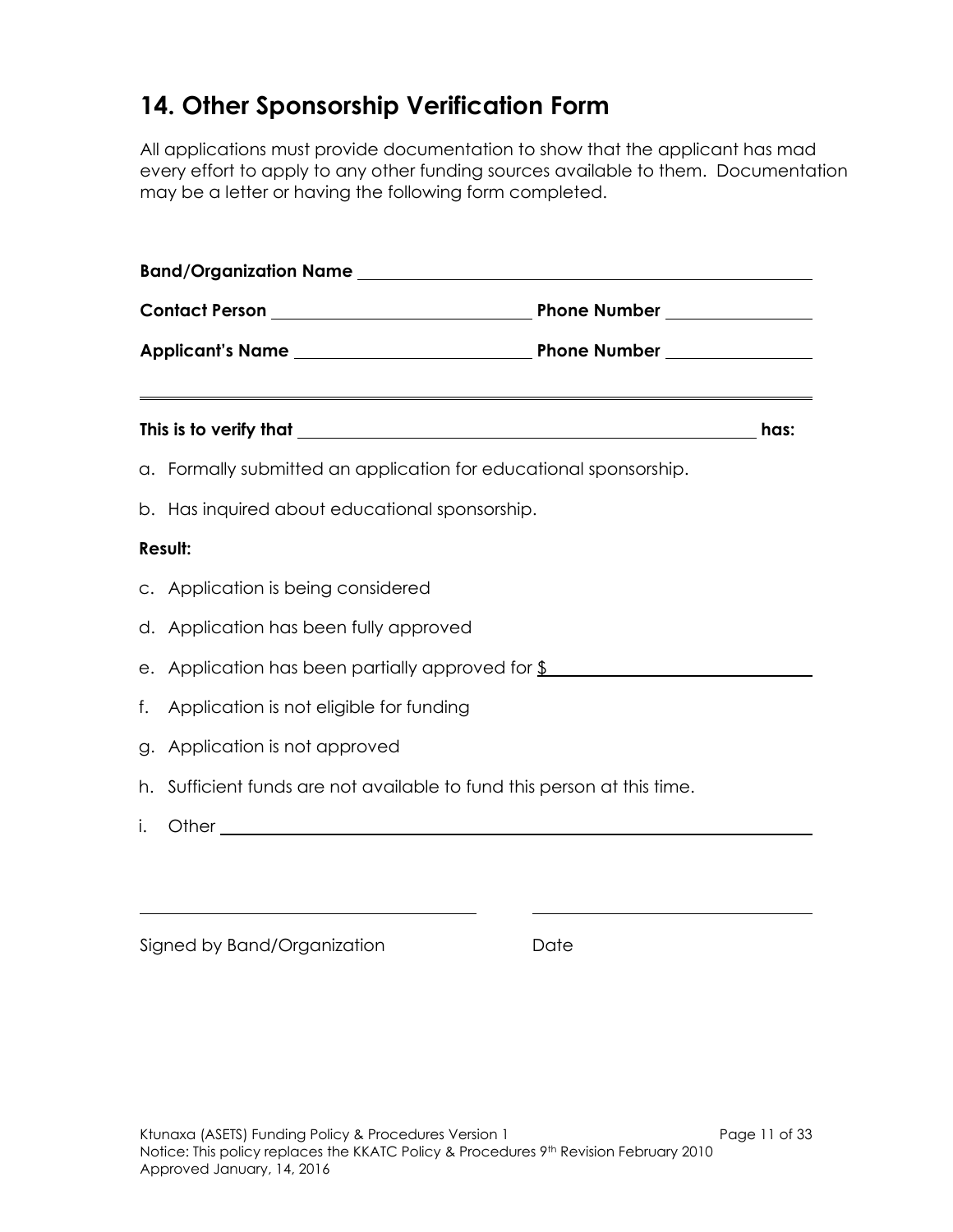## 14. Other Sponsorship Verification Form

All applications must provide documentation to show that the applicant has mad every effort to apply to any other funding sources available to them. Documentation may be a letter or having the following form completed.

**Band/Organization Name** ____________________________________________

**Contact Person** ____________________________ **Phone Number** ________________

**Applicant's Name** __________________________ **Phone Number** ________________

---

**This is to verify that** ______________________________________________ **has:**

a. Formally submitted an application for educational sponsorship.

b. Has inquired about educational sponsorship.

**Result:**

c. Application is being considered

d. Application has been fully approved

e. Application has been partially approved for $____________________________

f. Application is not eligible for funding

g. Application is not approved

h. Sufficient funds are not available to fund this person at this time.

i. Other ____________________________________________________________

______________________________ ______________________________

Signed by Band/Organization Date

Ktunaxa (ASETS) Funding Policy & Procedures Version 1
Notice: This policy replaces the KKATC Policy & Procedures 9th Revision February 2010
Approved January, 14, 2016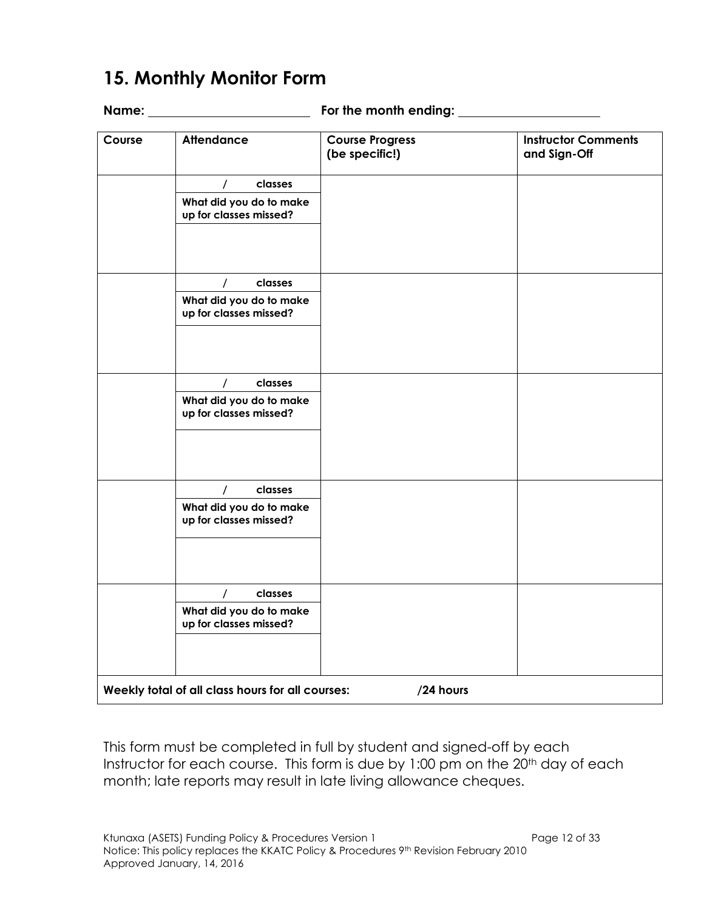## 15. Monthly Monitor Form

**Name:** ______________________ **For the month ending:** ____________________

| Course | Attendance | Course Progress (be specific!) | Instructor Comments and Sign-Off |
| --- | --- | --- | --- |
| | / classes<br>What did you do to make up for classes missed? | | |
| | / classes<br>What did you do to make up for classes missed? | | |
| | / classes<br>What did you do to make up for classes missed? | | |
| | / classes<br>What did you do to make up for classes missed? | | |
| | / classes<br>What did you do to make up for classes missed? | | |
| **Weekly total of all class hours for all courses:** | | **/24 hours** | |

This form must be completed in full by student and signed-off by each Instructor for each course. This form is due by 1:00 pm on the 20th day of each month; late reports may result in late living allowance cheques.

Ktunaxa (ASETS) Funding Policy & Procedures Version 1
Notice: This policy replaces the KKATC Policy & Procedures 9th Revision February 2010
Approved January, 14, 2016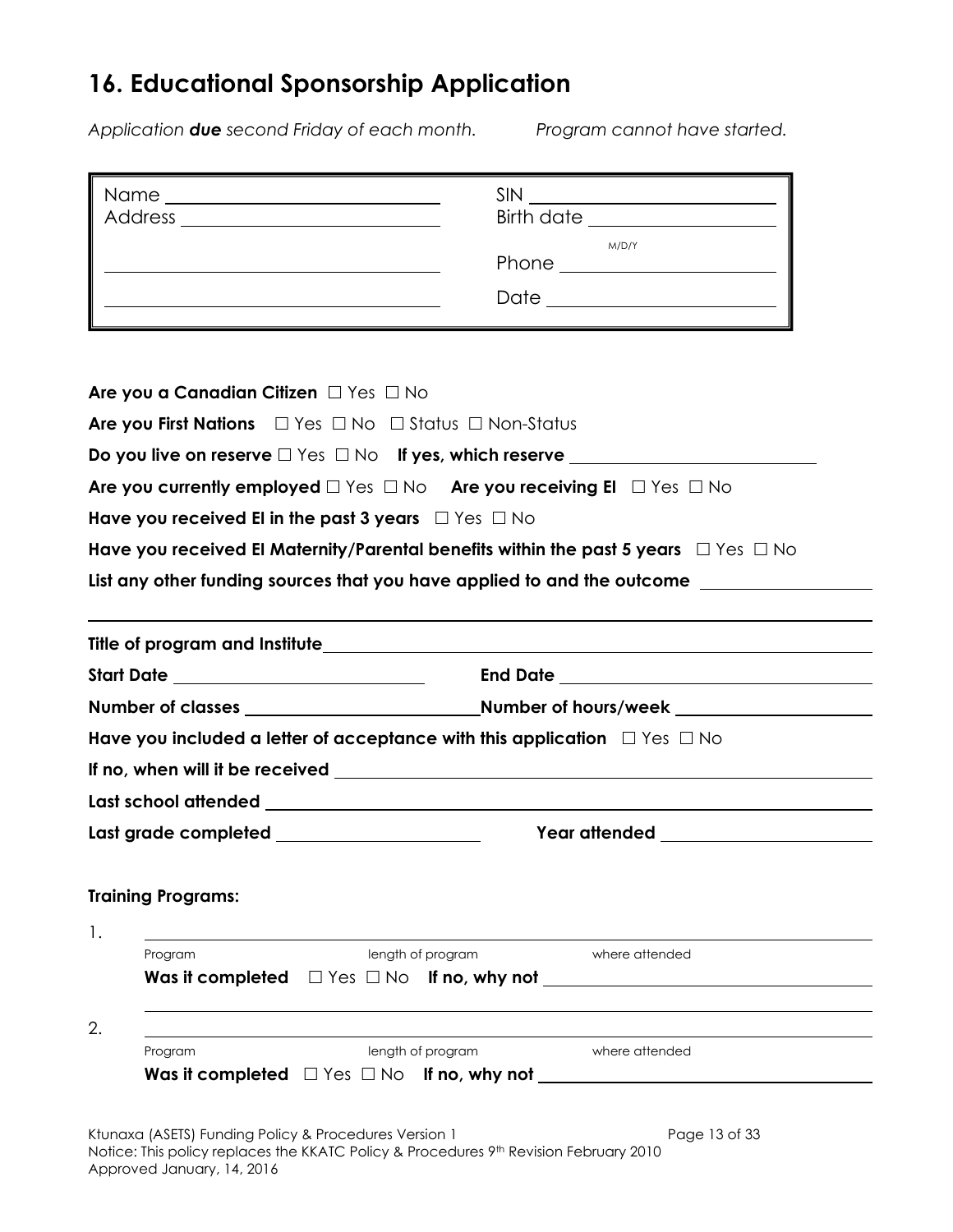# 16. Educational Sponsorship Application

*Application **due** second Friday of each month.* *Program cannot have started.*

| | |
|---|---|
| Name ____________________ | SIN ____________________ |
| Address ____________________ | Birth date ____________________ M/D/Y |
| ____________________ | Phone ____________________ |
| ____________________ | Date ____________________ |

**Are you a Canadian Citizen** ☐ Yes ☐ No

**Are you First Nations** ☐ Yes ☐ No ☐ Status ☐ Non-Status

**Do you live on reserve** ☐ Yes ☐ No **If yes, which reserve** ____________________

**Are you currently employed** ☐ Yes ☐ No **Are you receiving EI** ☐ Yes ☐ No

**Have you received EI in the past 3 years** ☐ Yes ☐ No

**Have you received EI Maternity/Parental benefits within the past 5 years** ☐ Yes ☐ No

**List any other funding sources that you have applied to and the outcome** ____________________

____________________

**Title of program and Institute** ____________________

**Start Date** ____________________ **End Date** ____________________

**Number of classes** ____________________ **Number of hours/week** ____________________

**Have you included a letter of acceptance with this application** ☐ Yes ☐ No

**If no, when will it be received** ____________________

**Last school attended** ____________________

**Last grade completed** ____________________ **Year attended** ____________________

**Training Programs:**

1. ____________________
   Program length of program where attended
   **Was it completed** ☐ Yes ☐ No **If no, why not** ____________________
   ____________________

2. ____________________
   Program length of program where attended
   **Was it completed** ☐ Yes ☐ No **If no, why not** ____________________

Notice: This policy replaces the KKATC Policy & Procedures 9th Revision February 2010
Approved January, 14, 2016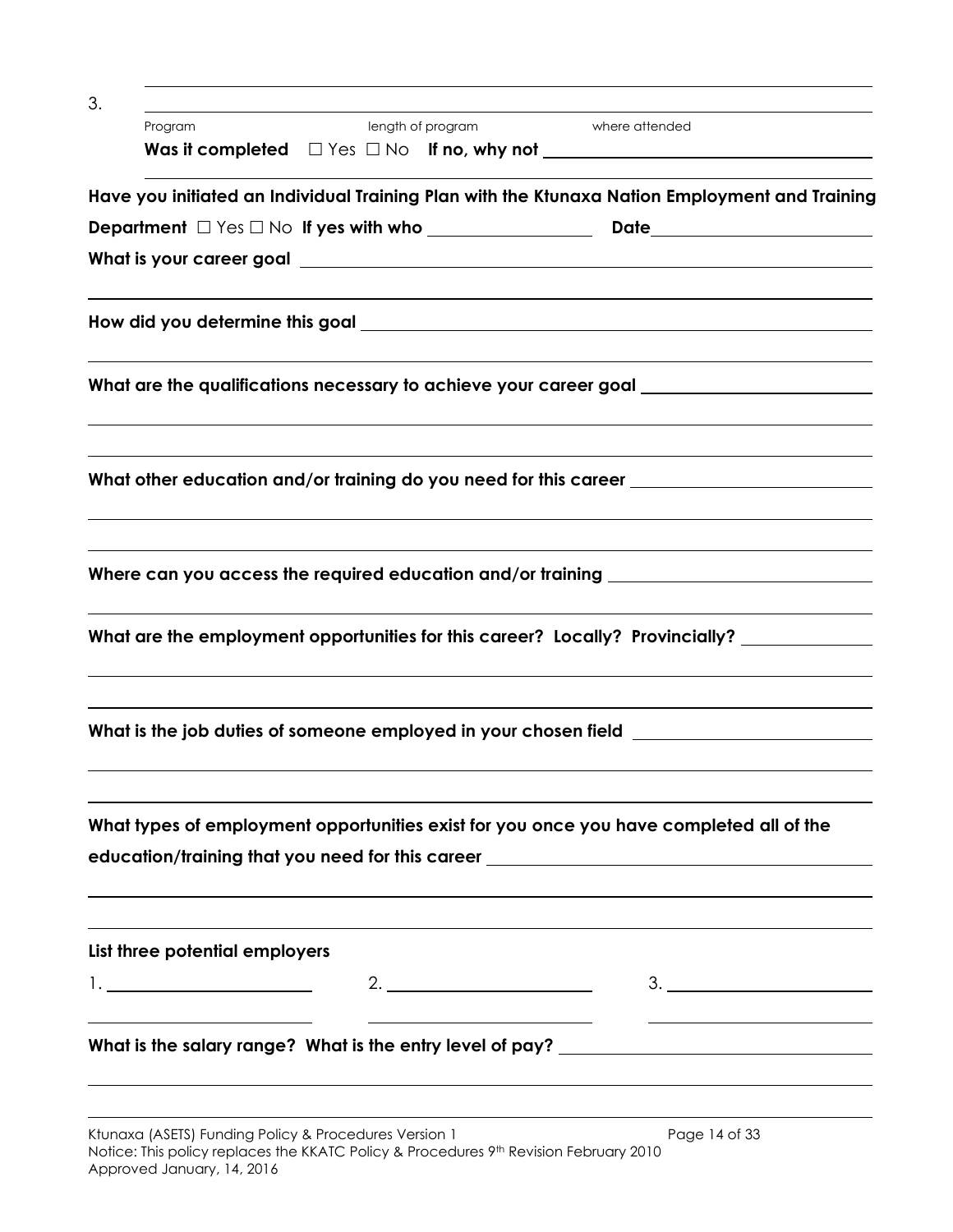3.

Program  length of program  where attended

**Was it completed** ☐ Yes ☐ No **If no, why not** \_\_\_\_\_\_\_\_\_\_\_\_\_\_\_\_\_\_\_\_\_\_\_\_\_\_\_\_\_\_

**Have you initiated an Individual Training Plan with the Ktunaxa Nation Employment and Training Department** ☐ Yes ☐ No **If yes with who** \_\_\_\_\_\_\_\_\_\_\_\_\_\_\_\_ **Date** \_\_\_\_\_\_\_\_\_\_\_\_\_\_\_\_

**What is your career goal** \_\_\_\_\_\_\_\_\_\_\_\_\_\_\_\_\_\_\_\_\_\_\_\_\_\_\_\_\_\_\_\_\_\_\_\_\_\_\_\_

**How did you determine this goal** \_\_\_\_\_\_\_\_\_\_\_\_\_\_\_\_\_\_\_\_\_\_\_\_\_\_\_\_\_\_\_\_\_\_\_\_

**What are the qualifications necessary to achieve your career goal** \_\_\_\_\_\_\_\_\_\_\_\_\_\_\_\_\_\_\_\_

**What other education and/or training do you need for this career** \_\_\_\_\_\_\_\_\_\_\_\_\_\_\_\_\_\_\_\_

**Where can you access the required education and/or training** \_\_\_\_\_\_\_\_\_\_\_\_\_\_\_\_\_\_\_\_

**What are the employment opportunities for this career? Locally? Provincially?** \_\_\_\_\_\_\_\_\_\_\_\_

**What is the job duties of someone employed in your chosen field** \_\_\_\_\_\_\_\_\_\_\_\_\_\_\_\_\_\_\_\_

**What types of employment opportunities exist for you once you have completed all of the education/training that you need for this career** \_\_\_\_\_\_\_\_\_\_\_\_\_\_\_\_\_\_\_\_\_\_\_\_\_\_\_\_

**List three potential employers**

1. \_\_\_\_\_\_\_\_\_\_\_\_\_\_\_\_\_\_\_\_ 2. \_\_\_\_\_\_\_\_\_\_\_\_\_\_\_\_\_\_\_\_ 3. \_\_\_\_\_\_\_\_\_\_\_\_\_\_\_\_\_\_\_\_

**What is the salary range? What is the entry level of pay?** \_\_\_\_\_\_\_\_\_\_\_\_\_\_\_\_\_\_\_\_\_\_\_\_\_\_\_\_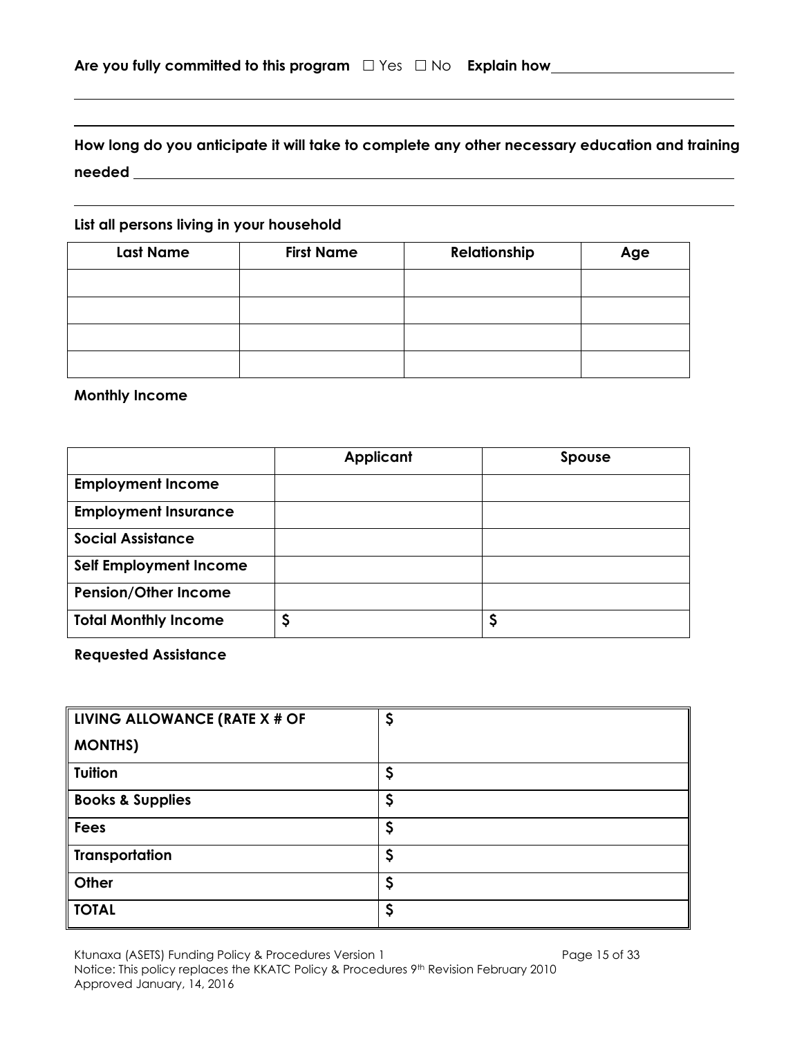**Are you fully committed to this program** ☐ Yes ☐ No **Explain how** ______________________

_____________________________________________________________________________

_____________________________________________________________________________

**How long do you anticipate it will take to complete any other necessary education and training needed** ______________________________________________________________

_____________________________________________________________________________

**List all persons living in your household**

| Last Name | First Name | Relationship | Age |
|---|---|---|---|
| | | | |
| | | | |
| | | | |
| | | | |

**Monthly Income**

| | Applicant | Spouse |
|---|---|---|
| **Employment Income** | | |
| **Employment Insurance** | | |
| **Social Assistance** | | |
| **Self Employment Income** | | |
| **Pension/Other Income** | | |
| **Total Monthly Income** | $ | $ |

**Requested Assistance**

| | |
|---|---|
| **LIVING ALLOWANCE (RATE X # OF MONTHS)** | $ |
| **Tuition** | $ |
| **Books & Supplies** | $ |
| **Fees** | $ |
| **Transportation** | $ |
| **Other** | $ |
| **TOTAL** | $ |

Ktunaxa (ASETS) Funding Policy & Procedures Version 1
Notice: This policy replaces the KKATC Policy & Procedures 9th Revision February 2010
Approved January, 14, 2016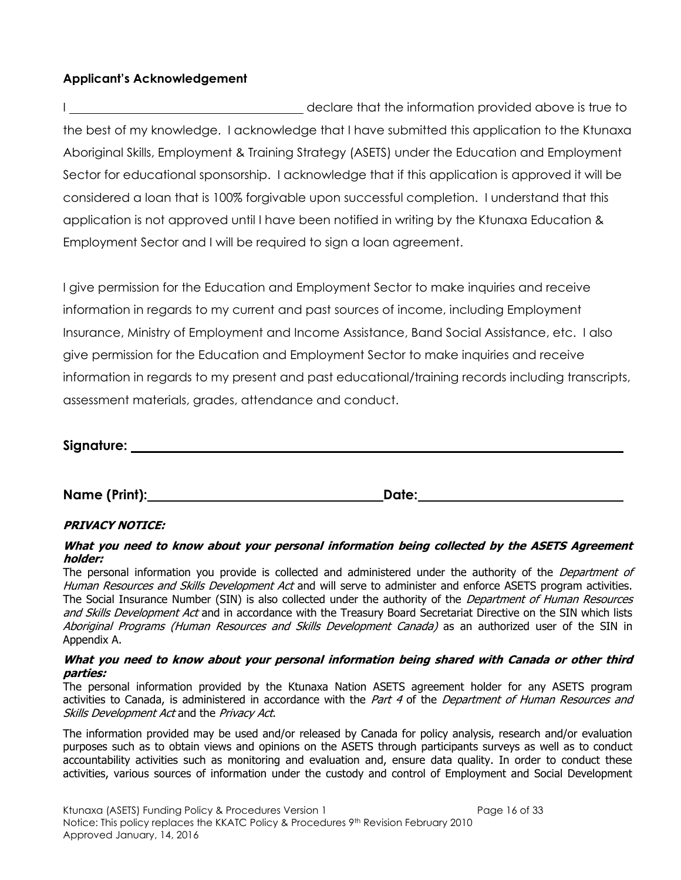### Applicant's Acknowledgement

I \_\_\_\_\_\_\_\_\_\_\_\_\_\_\_\_\_\_\_\_\_\_\_\_\_\_\_\_\_\_\_\_\_\_\_\_ declare that the information provided above is true to the best of my knowledge. I acknowledge that I have submitted this application to the Ktunaxa Aboriginal Skills, Employment & Training Strategy (ASETS) under the Education and Employment Sector for educational sponsorship. I acknowledge that if this application is approved it will be considered a loan that is 100% forgivable upon successful completion. I understand that this application is not approved until I have been notified in writing by the Ktunaxa Education & Employment Sector and I will be required to sign a loan agreement.

I give permission for the Education and Employment Sector to make inquiries and receive information in regards to my current and past sources of income, including Employment Insurance, Ministry of Employment and Income Assistance, Band Social Assistance, etc. I also give permission for the Education and Employment Sector to make inquiries and receive information in regards to my present and past educational/training records including transcripts, assessment materials, grades, attendance and conduct.

**Signature:** \_\_\_\_\_\_\_\_\_\_\_\_\_\_\_\_\_\_\_\_\_\_\_\_\_\_\_\_\_\_\_\_\_\_\_\_\_\_\_\_\_\_\_\_\_\_\_\_\_\_\_\_\_\_

**Name (Print):** \_\_\_\_\_\_\_\_\_\_\_\_\_\_\_\_\_\_\_\_\_\_\_\_\_\_\_\_ **Date:** \_\_\_\_\_\_\_\_\_\_\_\_\_\_\_\_\_\_\_\_\_\_\_\_

***PRIVACY NOTICE:***

***What you need to know about your personal information being collected by the ASETS Agreement holder:***

The personal information you provide is collected and administered under the authority of the *Department of Human Resources and Skills Development Act* and will serve to administer and enforce ASETS program activities. The Social Insurance Number (SIN) is also collected under the authority of the *Department of Human Resources and Skills Development Act* and in accordance with the Treasury Board Secretariat Directive on the SIN which lists *Aboriginal Programs (Human Resources and Skills Development Canada)* as an authorized user of the SIN in Appendix A.

***What you need to know about your personal information being shared with Canada or other third parties:***

The personal information provided by the Ktunaxa Nation ASETS agreement holder for any ASETS program activities to Canada, is administered in accordance with the *Part 4* of the *Department of Human Resources and Skills Development Act* and the *Privacy Act*.

The information provided may be used and/or released by Canada for policy analysis, research and/or evaluation purposes such as to obtain views and opinions on the ASETS through participants surveys as well as to conduct accountability activities such as monitoring and evaluation and, ensure data quality. In order to conduct these activities, various sources of information under the custody and control of Employment and Social Development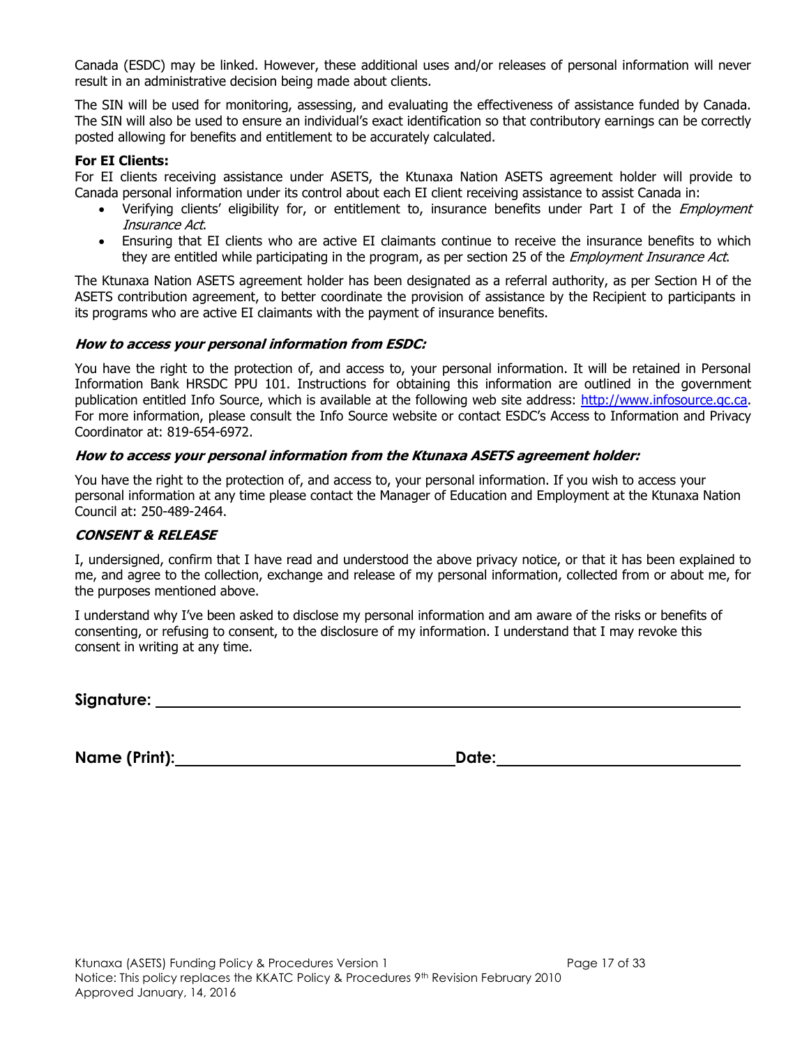Canada (ESDC) may be linked. However, these additional uses and/or releases of personal information will never result in an administrative decision being made about clients.

The SIN will be used for monitoring, assessing, and evaluating the effectiveness of assistance funded by Canada. The SIN will also be used to ensure an individual's exact identification so that contributory earnings can be correctly posted allowing for benefits and entitlement to be accurately calculated.

**For EI Clients:**
For EI clients receiving assistance under ASETS, the Ktunaxa Nation ASETS agreement holder will provide to Canada personal information under its control about each EI client receiving assistance to assist Canada in:

- Verifying clients' eligibility for, or entitlement to, insurance benefits under Part I of the *Employment Insurance Act*.
- Ensuring that EI clients who are active EI claimants continue to receive the insurance benefits to which they are entitled while participating in the program, as per section 25 of the *Employment Insurance Act*.

The Ktunaxa Nation ASETS agreement holder has been designated as a referral authority, as per Section H of the ASETS contribution agreement, to better coordinate the provision of assistance by the Recipient to participants in its programs who are active EI claimants with the payment of insurance benefits.

***How to access your personal information from ESDC:***

You have the right to the protection of, and access to, your personal information. It will be retained in Personal Information Bank HRSDC PPU 101. Instructions for obtaining this information are outlined in the government publication entitled Info Source, which is available at the following web site address: http://www.infosource.gc.ca. For more information, please consult the Info Source website or contact ESDC's Access to Information and Privacy Coordinator at: 819-654-6972.

***How to access your personal information from the Ktunaxa ASETS agreement holder:***

You have the right to the protection of, and access to, your personal information. If you wish to access your personal information at any time please contact the Manager of Education and Employment at the Ktunaxa Nation Council at: 250-489-2464.

***CONSENT & RELEASE***

I, undersigned, confirm that I have read and understood the above privacy notice, or that it has been explained to me, and agree to the collection, exchange and release of my personal information, collected from or about me, for the purposes mentioned above.

I understand why I've been asked to disclose my personal information and am aware of the risks or benefits of consenting, or refusing to consent, to the disclosure of my information. I understand that I may revoke this consent in writing at any time.

**Signature:** ______________________________________________

**Name (Print):** ______________________ **Date:** ______________________

Ktunaxa (ASETS) Funding Policy & Procedures Version 1
Notice: This policy replaces the KKATC Policy & Procedures 9th Revision February 2010
Approved January, 14, 2016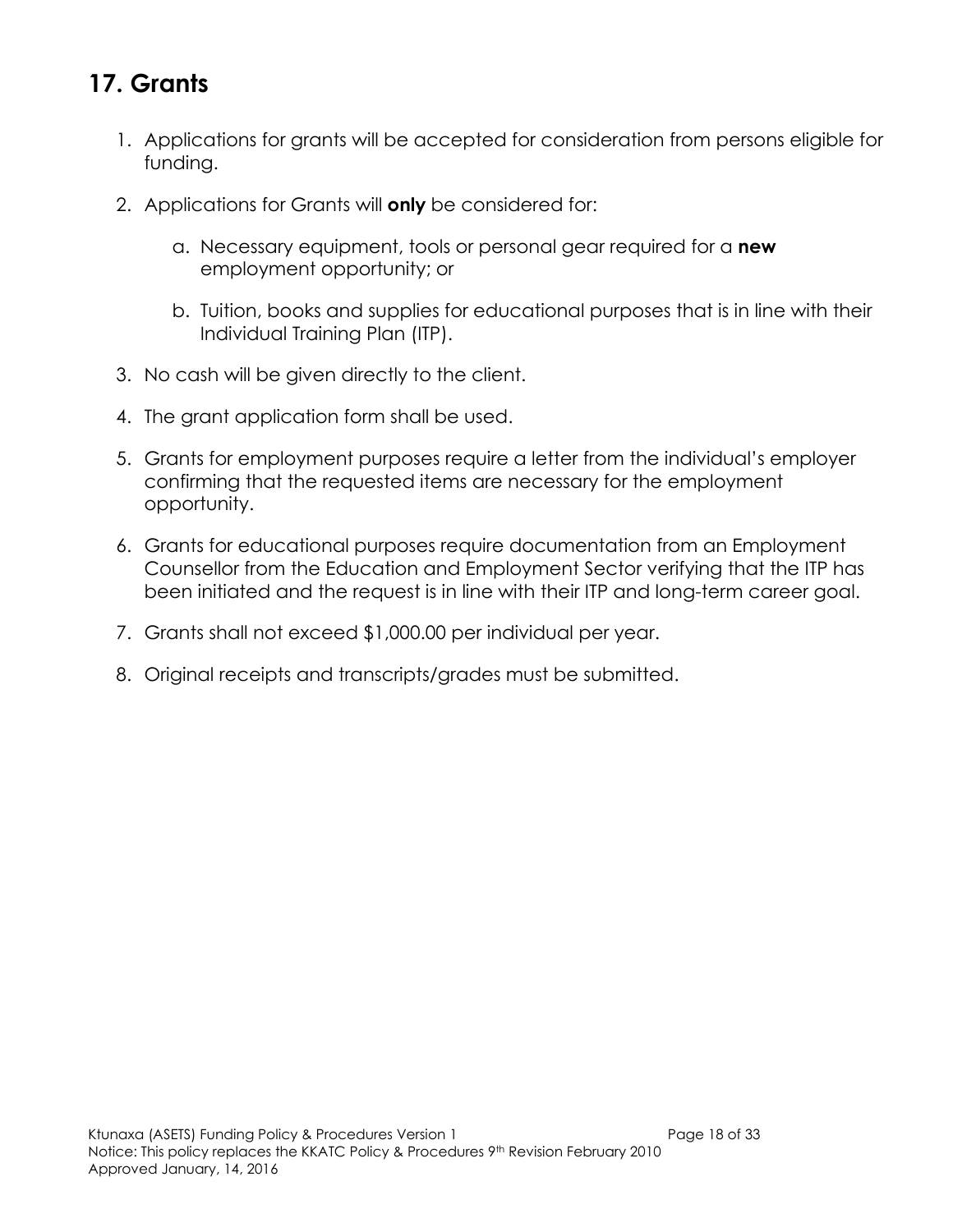## 17. Grants

1. Applications for grants will be accepted for consideration from persons eligible for funding.
2. Applications for Grants will **only** be considered for:
    a. Necessary equipment, tools or personal gear required for a **new** employment opportunity; or
    b. Tuition, books and supplies for educational purposes that is in line with their Individual Training Plan (ITP).
3. No cash will be given directly to the client.
4. The grant application form shall be used.
5. Grants for employment purposes require a letter from the individual's employer confirming that the requested items are necessary for the employment opportunity.
6. Grants for educational purposes require documentation from an Employment Counsellor from the Education and Employment Sector verifying that the ITP has been initiated and the request is in line with their ITP and long-term career goal.
7. Grants shall not exceed $1,000.00 per individual per year.
8. Original receipts and transcripts/grades must be submitted.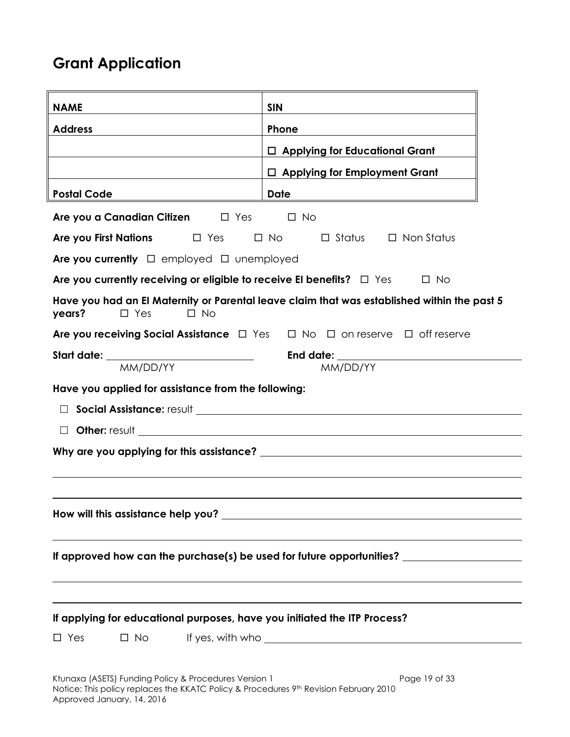# Grant Application

| | |
|---|---|
| **NAME** | **SIN** |
| **Address** | **Phone** |
| | ☐ **Applying for Educational Grant** |
| | ☐ **Applying for Employment Grant** |
| **Postal Code** | **Date** |

**Are you a Canadian Citizen** ☐ Yes ☐ No

**Are you First Nations** ☐ Yes ☐ No ☐ Status ☐ Non Status

**Are you currently** ☐ employed ☐ unemployed

**Are you currently receiving or eligible to receive EI benefits?** ☐ Yes ☐ No

**Have you had an EI Maternity or Parental leave claim that was established within the past 5 years?** ☐ Yes ☐ No

**Are you receiving Social Assistance** ☐ Yes ☐ No ☐ on reserve ☐ off reserve

**Start date:** ____________________ **End date:** ____________________
MM/DD/YY MM/DD/YY

**Have you applied for assistance from the following:**

☐ **Social Assistance:** result ________________________________________

☐ **Other:** result ________________________________________

**Why are you applying for this assistance?** ________________________________________

________________________________________

________________________________________

**How will this assistance help you?** ________________________________________

________________________________________

**If approved how can the purchase(s) be used for future opportunities?** ____________________

________________________________________

________________________________________

**If applying for educational purposes, have you initiated the ITP Process?**

☐ Yes ☐ No If yes, with who ________________________________________

Ktunaxa (ASETS) Funding Policy & Procedures Version 1
Notice: This policy replaces the KKATC Policy & Procedures 9th Revision February 2010
Approved January, 14, 2016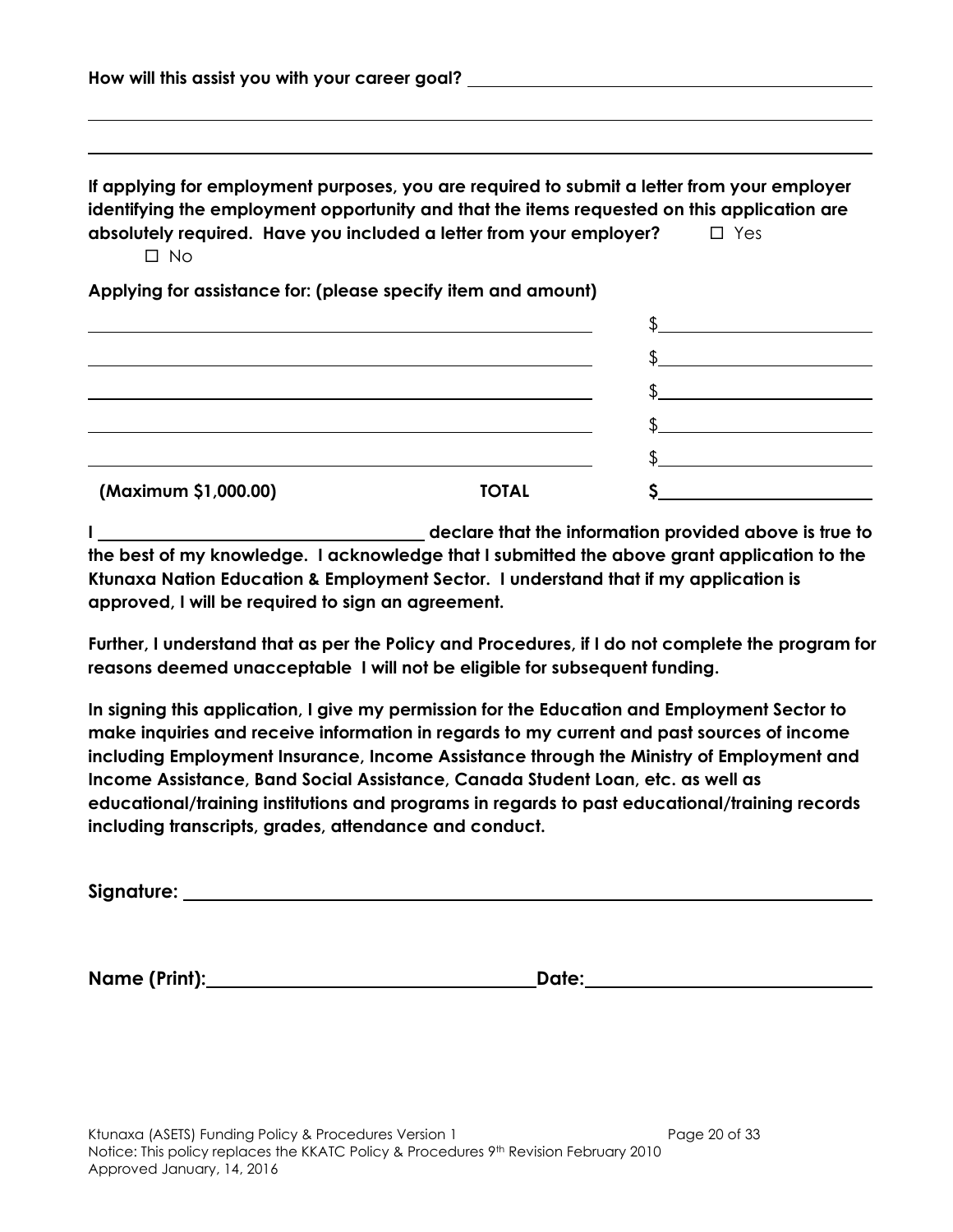**How will this assist you with your career goal?** \_\_\_\_\_\_\_\_\_\_\_\_\_\_\_\_\_\_\_\_\_\_\_\_\_\_\_\_\_\_\_\_\_\_\_\_\_\_\_\_

\_\_\_\_\_\_\_\_\_\_\_\_\_\_\_\_\_\_\_\_\_\_\_\_\_\_\_\_\_\_\_\_\_\_\_\_\_\_\_\_\_\_\_\_\_\_\_\_\_\_\_\_\_\_\_\_\_\_\_\_\_\_\_\_\_\_\_\_\_\_\_\_\_\_\_\_\_\_

\_\_\_\_\_\_\_\_\_\_\_\_\_\_\_\_\_\_\_\_\_\_\_\_\_\_\_\_\_\_\_\_\_\_\_\_\_\_\_\_\_\_\_\_\_\_\_\_\_\_\_\_\_\_\_\_\_\_\_\_\_\_\_\_\_\_\_\_\_\_\_\_\_\_\_\_\_\_

**If applying for employment purposes, you are required to submit a letter from your employer identifying the employment opportunity and that the items requested on this application are absolutely required. Have you included a letter from your employer?** ☐ Yes ☐ No

**Applying for assistance for: (please specify item and amount)**

| | |
|---|---|
| \_\_\_\_\_\_\_\_\_\_\_\_\_\_\_\_\_\_\_\_\_\_\_\_\_\_\_\_\_\_\_\_\_\_\_\_\_\_\_\_ | $\_\_\_\_\_\_\_\_\_\_\_\_\_\_\_\_\_\_\_\_ |
| \_\_\_\_\_\_\_\_\_\_\_\_\_\_\_\_\_\_\_\_\_\_\_\_\_\_\_\_\_\_\_\_\_\_\_\_\_\_\_\_ | $\_\_\_\_\_\_\_\_\_\_\_\_\_\_\_\_\_\_\_\_ |
| \_\_\_\_\_\_\_\_\_\_\_\_\_\_\_\_\_\_\_\_\_\_\_\_\_\_\_\_\_\_\_\_\_\_\_\_\_\_\_\_ | $\_\_\_\_\_\_\_\_\_\_\_\_\_\_\_\_\_\_\_\_ |
| \_\_\_\_\_\_\_\_\_\_\_\_\_\_\_\_\_\_\_\_\_\_\_\_\_\_\_\_\_\_\_\_\_\_\_\_\_\_\_\_ | $\_\_\_\_\_\_\_\_\_\_\_\_\_\_\_\_\_\_\_\_ |
| \_\_\_\_\_\_\_\_\_\_\_\_\_\_\_\_\_\_\_\_\_\_\_\_\_\_\_\_\_\_\_\_\_\_\_\_\_\_\_\_ | $\_\_\_\_\_\_\_\_\_\_\_\_\_\_\_\_\_\_\_\_ |
| **(Maximum $1,000.00) TOTAL** | **$\_\_\_\_\_\_\_\_\_\_\_\_\_\_\_\_\_\_\_\_** |

**I \_\_\_\_\_\_\_\_\_\_\_\_\_\_\_\_\_\_\_\_\_\_\_\_\_\_\_\_\_\_ declare that the information provided above is true to the best of my knowledge. I acknowledge that I submitted the above grant application to the Ktunaxa Nation Education & Employment Sector. I understand that if my application is approved, I will be required to sign an agreement.**

**Further, I understand that as per the Policy and Procedures, if I do not complete the program for reasons deemed unacceptable I will not be eligible for subsequent funding.**

**In signing this application, I give my permission for the Education and Employment Sector to make inquiries and receive information in regards to my current and past sources of income including Employment Insurance, Income Assistance through the Ministry of Employment and Income Assistance, Band Social Assistance, Canada Student Loan, etc. as well as educational/training institutions and programs in regards to past educational/training records including transcripts, grades, attendance and conduct.**

**Signature:** \_\_\_\_\_\_\_\_\_\_\_\_\_\_\_\_\_\_\_\_\_\_\_\_\_\_\_\_\_\_\_\_\_\_\_\_\_\_\_\_\_\_\_\_\_\_\_\_\_\_\_\_\_\_\_\_

**Name (Print):** \_\_\_\_\_\_\_\_\_\_\_\_\_\_\_\_\_\_\_\_\_\_\_\_\_\_\_\_\_\_ **Date:** \_\_\_\_\_\_\_\_\_\_\_\_\_\_\_\_\_\_\_\_\_\_\_\_\_\_

Ktunaxa (ASETS) Funding Policy & Procedures Version 1
Notice: This policy replaces the KKATC Policy & Procedures 9th Revision February 2010
Approved January, 14, 2016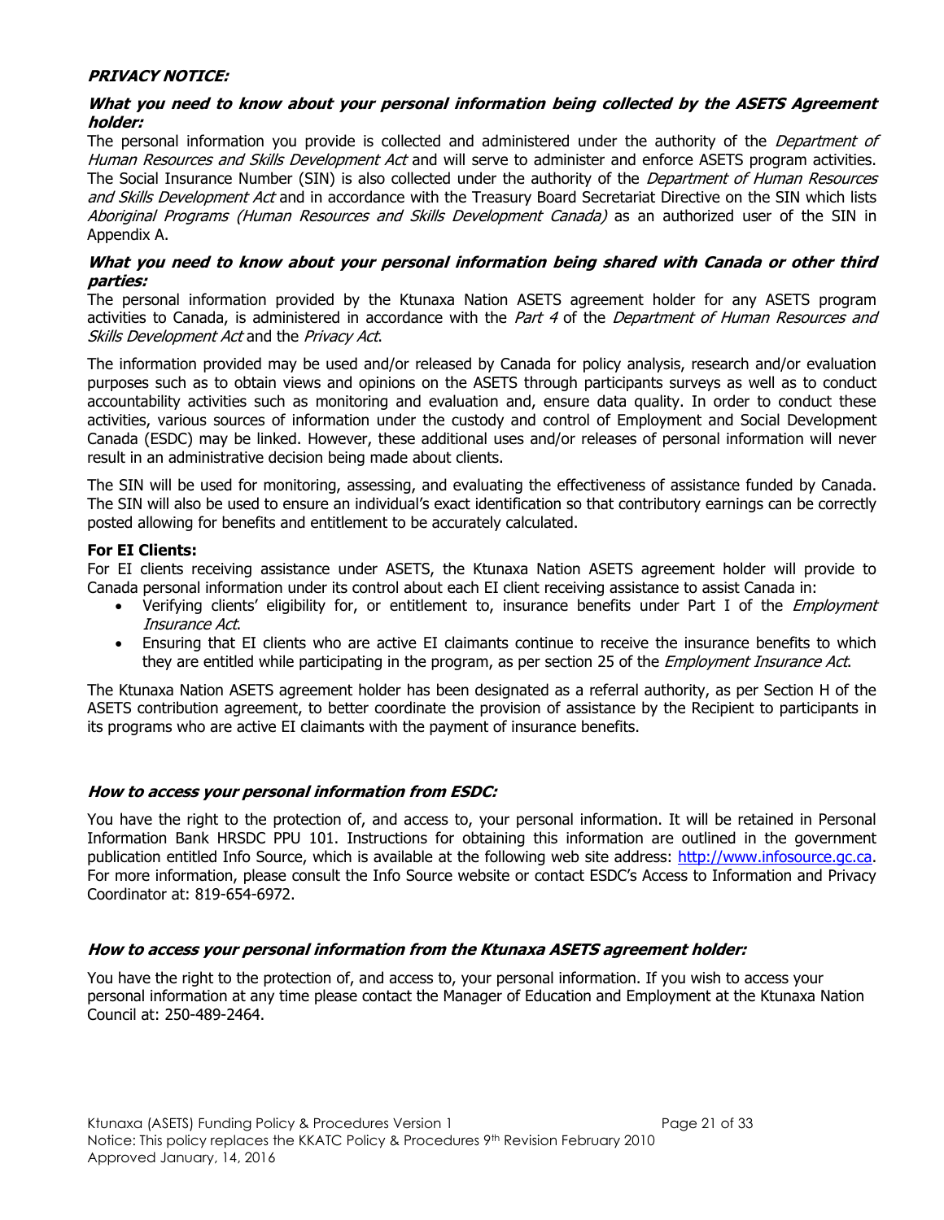***PRIVACY NOTICE:***

***What you need to know about your personal information being collected by the ASETS Agreement holder:***

The personal information you provide is collected and administered under the authority of the *Department of Human Resources and Skills Development Act* and will serve to administer and enforce ASETS program activities. The Social Insurance Number (SIN) is also collected under the authority of the *Department of Human Resources and Skills Development Act* and in accordance with the Treasury Board Secretariat Directive on the SIN which lists *Aboriginal Programs (Human Resources and Skills Development Canada)* as an authorized user of the SIN in Appendix A.

***What you need to know about your personal information being shared with Canada or other third parties:***

The personal information provided by the Ktunaxa Nation ASETS agreement holder for any ASETS program activities to Canada, is administered in accordance with the *Part 4* of the *Department of Human Resources and Skills Development Act* and the *Privacy Act*.

The information provided may be used and/or released by Canada for policy analysis, research and/or evaluation purposes such as to obtain views and opinions on the ASETS through participants surveys as well as to conduct accountability activities such as monitoring and evaluation and, ensure data quality. In order to conduct these activities, various sources of information under the custody and control of Employment and Social Development Canada (ESDC) may be linked. However, these additional uses and/or releases of personal information will never result in an administrative decision being made about clients.

The SIN will be used for monitoring, assessing, and evaluating the effectiveness of assistance funded by Canada. The SIN will also be used to ensure an individual's exact identification so that contributory earnings can be correctly posted allowing for benefits and entitlement to be accurately calculated.

**For EI Clients:**

For EI clients receiving assistance under ASETS, the Ktunaxa Nation ASETS agreement holder will provide to Canada personal information under its control about each EI client receiving assistance to assist Canada in:

- Verifying clients' eligibility for, or entitlement to, insurance benefits under Part I of the *Employment Insurance Act*.
- Ensuring that EI clients who are active EI claimants continue to receive the insurance benefits to which they are entitled while participating in the program, as per section 25 of the *Employment Insurance Act*.

The Ktunaxa Nation ASETS agreement holder has been designated as a referral authority, as per Section H of the ASETS contribution agreement, to better coordinate the provision of assistance by the Recipient to participants in its programs who are active EI claimants with the payment of insurance benefits.

***How to access your personal information from ESDC:***

You have the right to the protection of, and access to, your personal information. It will be retained in Personal Information Bank HRSDC PPU 101. Instructions for obtaining this information are outlined in the government publication entitled Info Source, which is available at the following web site address: http://www.infosource.gc.ca. For more information, please consult the Info Source website or contact ESDC's Access to Information and Privacy Coordinator at: 819-654-6972.

***How to access your personal information from the Ktunaxa ASETS agreement holder:***

You have the right to the protection of, and access to, your personal information. If you wish to access your personal information at any time please contact the Manager of Education and Employment at the Ktunaxa Nation Council at: 250-489-2464.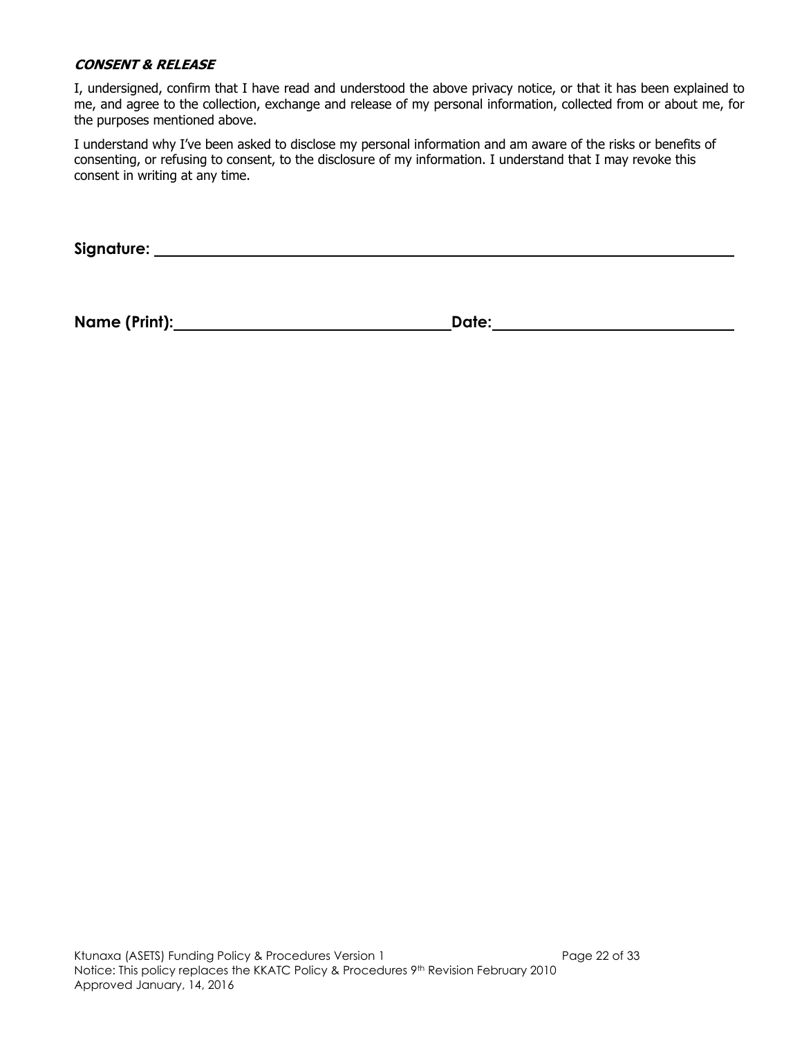***CONSENT & RELEASE***

I, undersigned, confirm that I have read and understood the above privacy notice, or that it has been explained to me, and agree to the collection, exchange and release of my personal information, collected from or about me, for the purposes mentioned above.

I understand why I've been asked to disclose my personal information and am aware of the risks or benefits of consenting, or refusing to consent, to the disclosure of my information. I understand that I may revoke this consent in writing at any time.

**Signature:** ______________________________________________

**Name (Print):** ______________________ **Date:** ______________________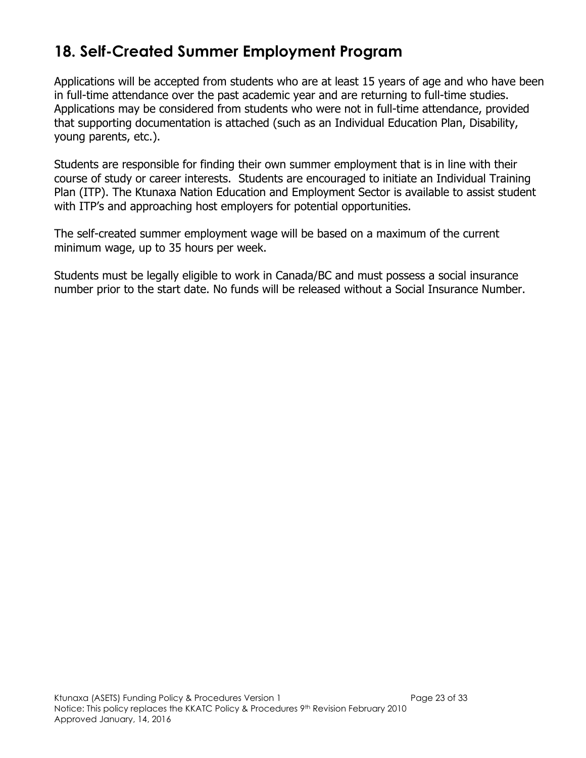## 18. Self-Created Summer Employment Program

Applications will be accepted from students who are at least 15 years of age and who have been in full-time attendance over the past academic year and are returning to full-time studies. Applications may be considered from students who were not in full-time attendance, provided that supporting documentation is attached (such as an Individual Education Plan, Disability, young parents, etc.).

Students are responsible for finding their own summer employment that is in line with their course of study or career interests. Students are encouraged to initiate an Individual Training Plan (ITP). The Ktunaxa Nation Education and Employment Sector is available to assist student with ITP's and approaching host employers for potential opportunities.

The self-created summer employment wage will be based on a maximum of the current minimum wage, up to 35 hours per week.

Students must be legally eligible to work in Canada/BC and must possess a social insurance number prior to the start date. No funds will be released without a Social Insurance Number.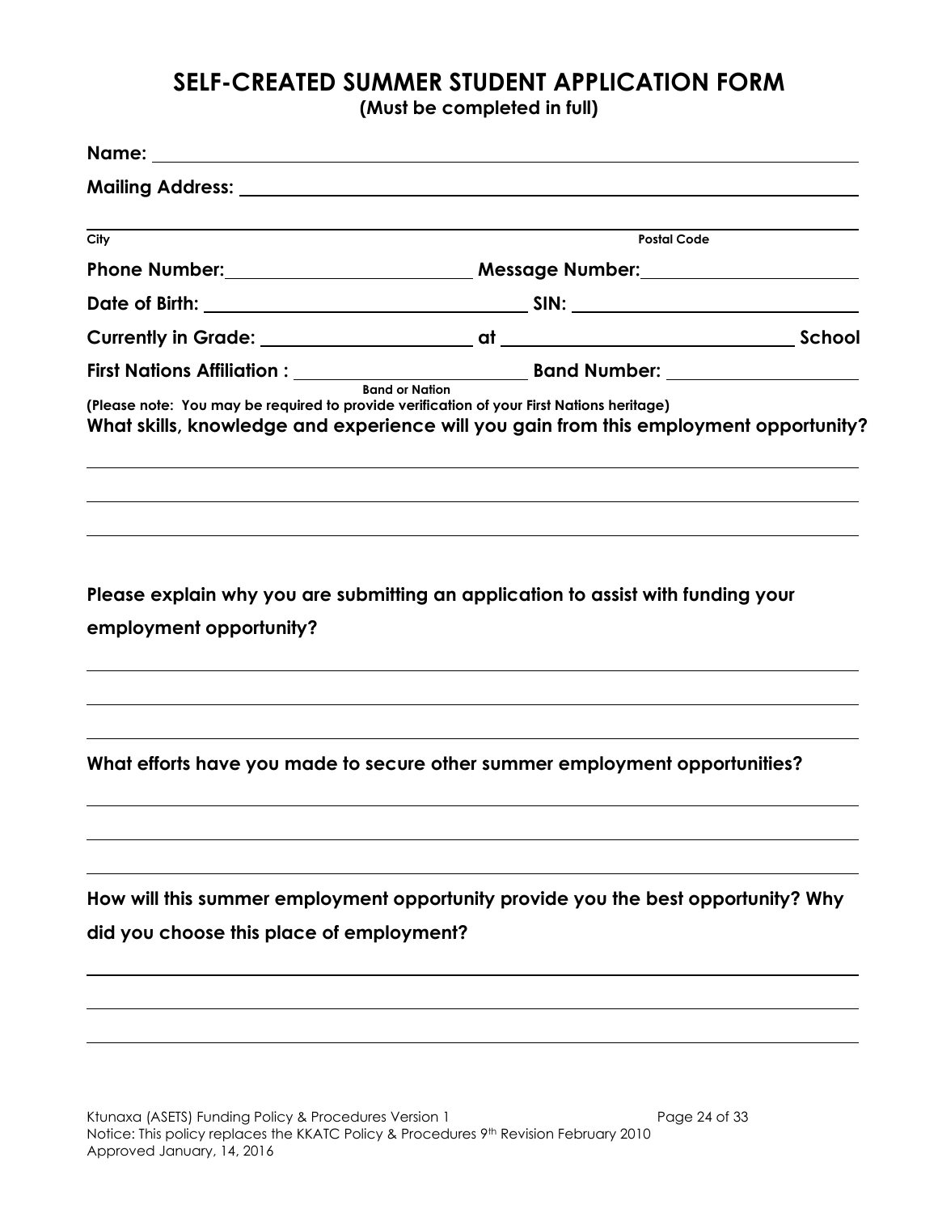# SELF-CREATED SUMMER STUDENT APPLICATION FORM

**(Must be completed in full)**

**Name:** ______________________________________________

**Mailing Address:** ______________________________________________

______________________________________________

City &nbsp;&nbsp;&nbsp;&nbsp;&nbsp;&nbsp;&nbsp;&nbsp;&nbsp;&nbsp;&nbsp;&nbsp;&nbsp;&nbsp;&nbsp;&nbsp;&nbsp;&nbsp;&nbsp;&nbsp; Postal Code

**Phone Number:** ____________________ **Message Number:** ____________________

**Date of Birth:** ____________________ **SIN:** ____________________

**Currently in Grade:** ____________________ **at** ____________________ **School**

**First Nations Affiliation :** ____________________ **Band Number:** ____________________
Band or Nation

**(Please note: You may be required to provide verification of your First Nations heritage)**

**What skills, knowledge and experience will you gain from this employment opportunity?**

______________________________________________

______________________________________________

______________________________________________

**Please explain why you are submitting an application to assist with funding your employment opportunity?**

______________________________________________

______________________________________________

______________________________________________

**What efforts have you made to secure other summer employment opportunities?**

______________________________________________

______________________________________________

______________________________________________

**How will this summer employment opportunity provide you the best opportunity? Why did you choose this place of employment?**

______________________________________________

______________________________________________

______________________________________________

Ktunaxa (ASETS) Funding Policy & Procedures Version 1
Notice: This policy replaces the KKATC Policy & Procedures 9th Revision February 2010
Approved January, 14, 2016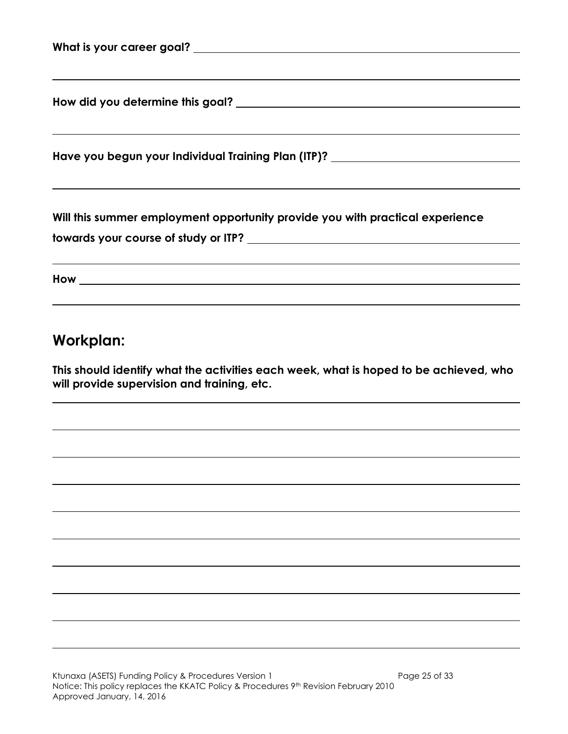**What is your career goal?** ______________________________________________

______________________________________________________________________

**How did you determine this goal?** ___________________________________________

______________________________________________________________________

**Have you begun your Individual Training Plan (ITP)?** __________________________

______________________________________________________________________

**Will this summer employment opportunity provide you with practical experience towards your course of study or ITP?** ____________________________________

______________________________________________________________________

**How** ______________________________________________________________

______________________________________________________________________

## Workplan:

**This should identify what the activities each week, what is hoped to be achieved, who will provide supervision and training, etc.**

______________________________________________________________________

______________________________________________________________________

______________________________________________________________________

______________________________________________________________________

______________________________________________________________________

______________________________________________________________________

______________________________________________________________________

______________________________________________________________________

______________________________________________________________________

______________________________________________________________________

Ktunaxa (ASETS) Funding Policy & Procedures Version 1
Notice: This policy replaces the KKATC Policy & Procedures 9th Revision February 2010
Approved January, 14, 2016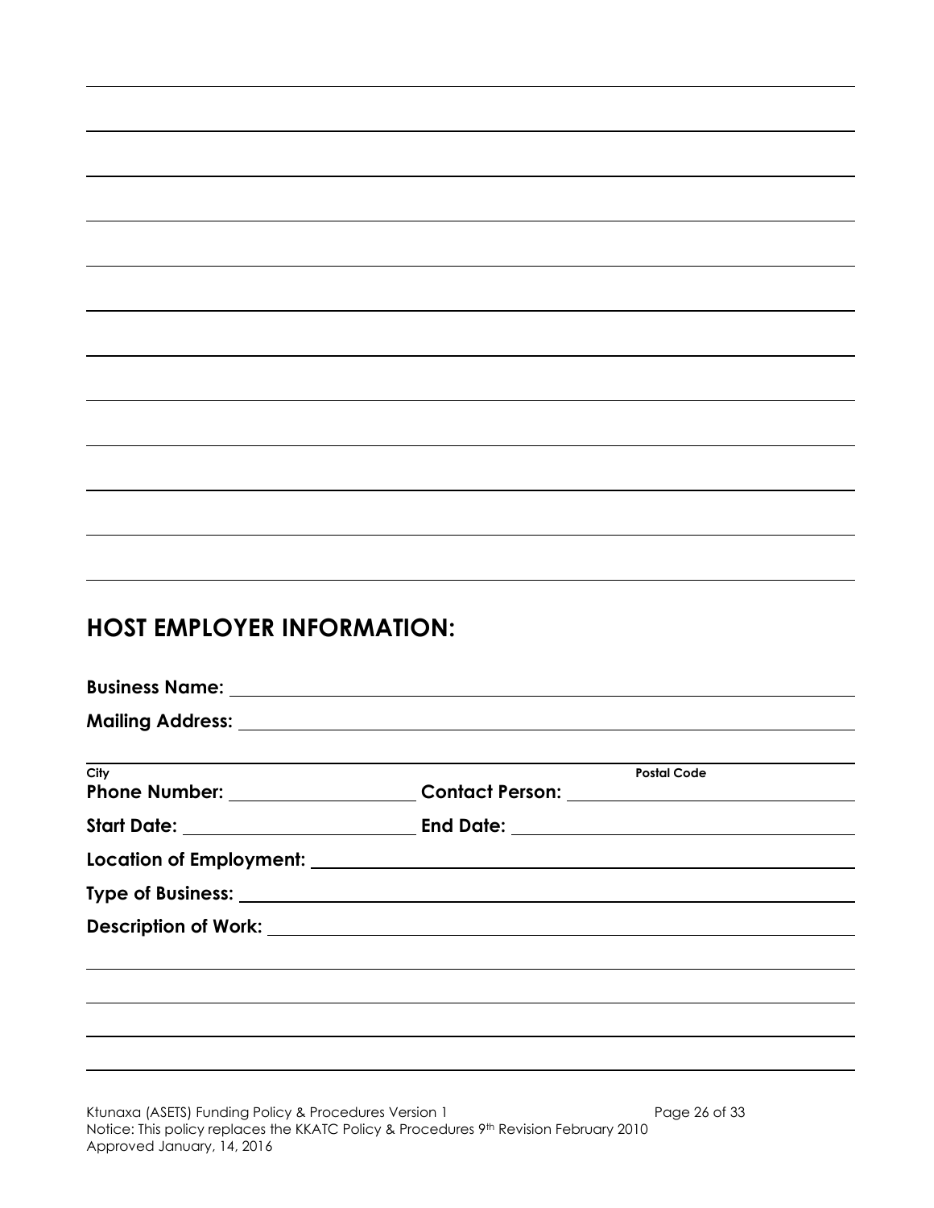## HOST EMPLOYER INFORMATION:

**Business Name:** ______________________________________________

**Mailing Address:** ______________________________________________

______________________________________________
City Postal Code

**Phone Number:** ____________________ **Contact Person:** ____________________

**Start Date:** ____________________ **End Date:** ____________________

**Location of Employment:** ______________________________________________

**Type of Business:** ______________________________________________

**Description of Work:** ______________________________________________

______________________________________________

______________________________________________

______________________________________________

______________________________________________

Ktunaxa (ASETS) Funding Policy & Procedures Version 1
Notice: This policy replaces the KKATC Policy & Procedures 9th Revision February 2010
Approved January, 14, 2016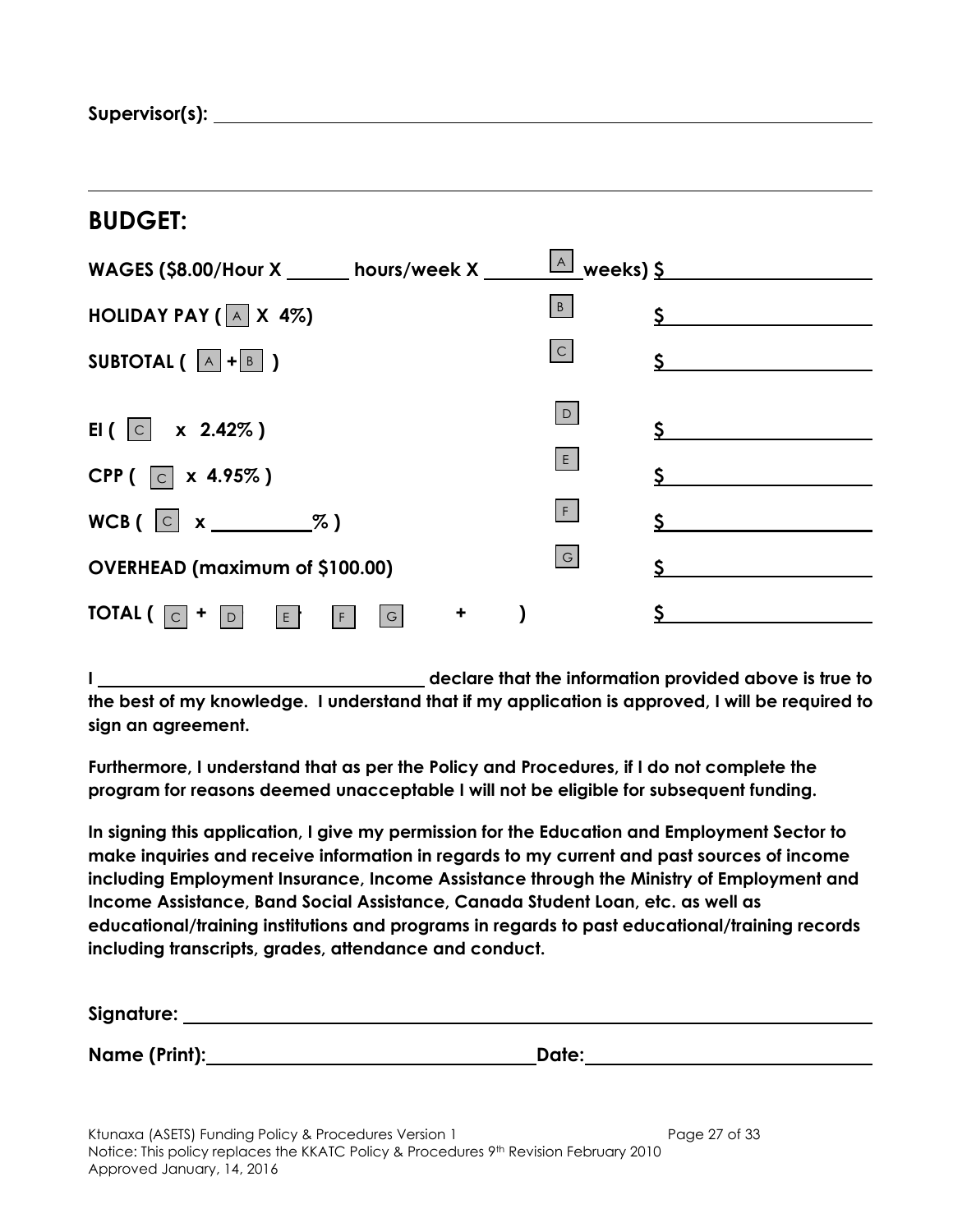**Supervisor(s):** ______________________________

---

## BUDGET:

| | | |
|---|---|---|
| **WAGES ($8.00/Hour X ______ hours/week X ________ weeks)** | A | **$** ________ |
| **HOLIDAY PAY ( A X 4%)** | B | **$** ________ |
| **SUBTOTAL ( A + B )** | C | **$** ________ |
| **EI ( C x 2.42% )** | D | **$** ________ |
| **CPP ( C x 4.95% )** | E | **$** ________ |
| **WCB ( C x ________ % )** | F | **$** ________ |
| **OVERHEAD (maximum of $100.00)** | G | **$** ________ |
| **TOTAL ( C + D E F G + )** | | **$** ________ |

**I ______________________________ declare that the information provided above is true to the best of my knowledge. I understand that if my application is approved, I will be required to sign an agreement.**

**Furthermore, I understand that as per the Policy and Procedures, if I do not complete the program for reasons deemed unacceptable I will not be eligible for subsequent funding.**

**In signing this application, I give my permission for the Education and Employment Sector to make inquiries and receive information in regards to my current and past sources of income including Employment Insurance, Income Assistance through the Ministry of Employment and Income Assistance, Band Social Assistance, Canada Student Loan, etc. as well as educational/training institutions and programs in regards to past educational/training records including transcripts, grades, attendance and conduct.**

**Signature:** ______________________________

**Name (Print):** ______________________________ **Date:** ______________________________

Ktunaxa (ASETS) Funding Policy & Procedures Version 1
Notice: This policy replaces the KKATC Policy & Procedures 9th Revision February 2010
Approved January, 14, 2016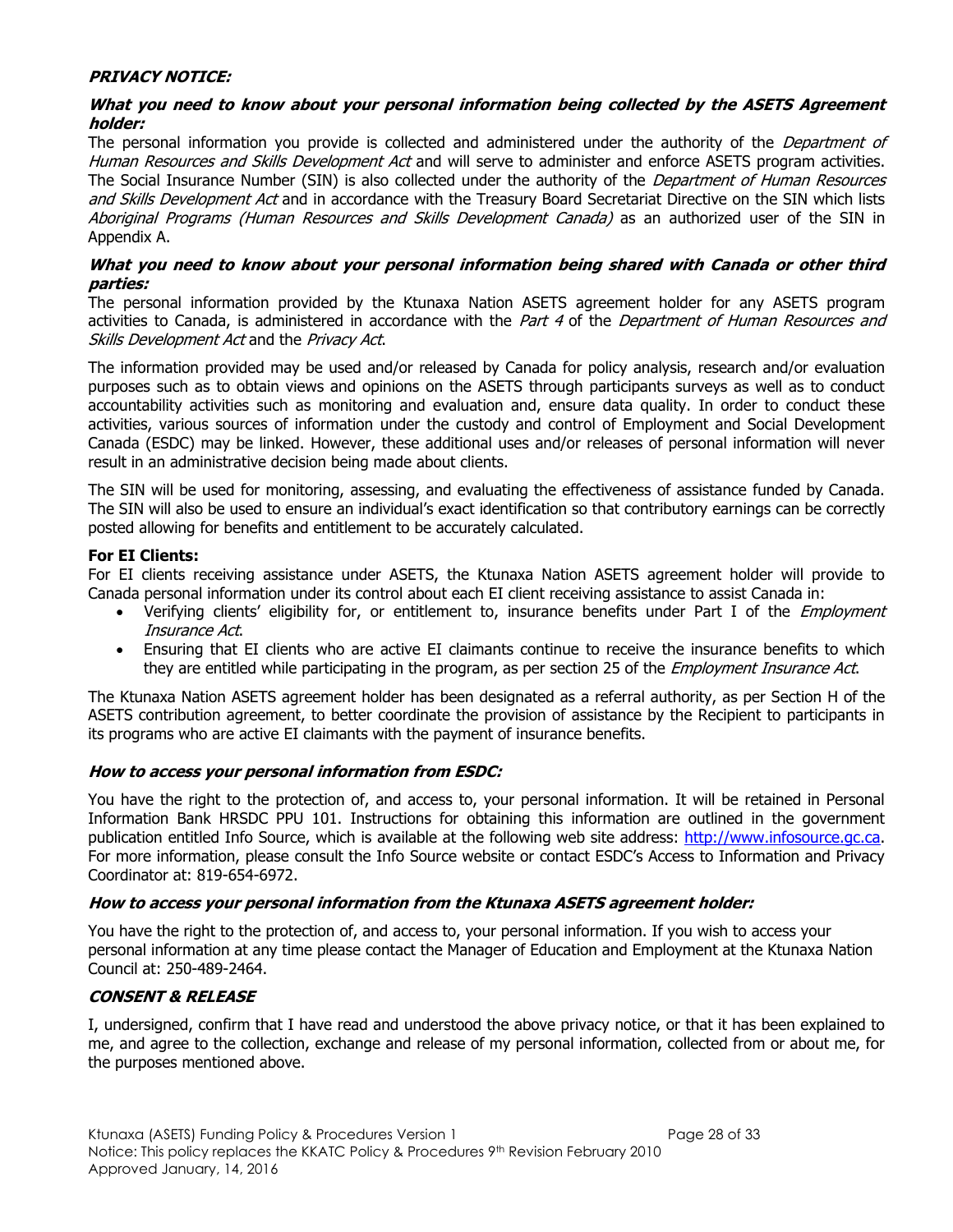**_PRIVACY NOTICE:_**

**_What you need to know about your personal information being collected by the ASETS Agreement holder:_**

The personal information you provide is collected and administered under the authority of the *Department of Human Resources and Skills Development Act* and will serve to administer and enforce ASETS program activities. The Social Insurance Number (SIN) is also collected under the authority of the *Department of Human Resources and Skills Development Act* and in accordance with the Treasury Board Secretariat Directive on the SIN which lists *Aboriginal Programs (Human Resources and Skills Development Canada)* as an authorized user of the SIN in Appendix A.

**_What you need to know about your personal information being shared with Canada or other third parties:_**

The personal information provided by the Ktunaxa Nation ASETS agreement holder for any ASETS program activities to Canada, is administered in accordance with the *Part 4* of the *Department of Human Resources and Skills Development Act* and the *Privacy Act*.

The information provided may be used and/or released by Canada for policy analysis, research and/or evaluation purposes such as to obtain views and opinions on the ASETS through participants surveys as well as to conduct accountability activities such as monitoring and evaluation and, ensure data quality. In order to conduct these activities, various sources of information under the custody and control of Employment and Social Development Canada (ESDC) may be linked. However, these additional uses and/or releases of personal information will never result in an administrative decision being made about clients.

The SIN will be used for monitoring, assessing, and evaluating the effectiveness of assistance funded by Canada. The SIN will also be used to ensure an individual's exact identification so that contributory earnings can be correctly posted allowing for benefits and entitlement to be accurately calculated.

**For EI Clients:**

For EI clients receiving assistance under ASETS, the Ktunaxa Nation ASETS agreement holder will provide to Canada personal information under its control about each EI client receiving assistance to assist Canada in:

- Verifying clients' eligibility for, or entitlement to, insurance benefits under Part I of the *Employment Insurance Act*.
- Ensuring that EI clients who are active EI claimants continue to receive the insurance benefits to which they are entitled while participating in the program, as per section 25 of the *Employment Insurance Act*.

The Ktunaxa Nation ASETS agreement holder has been designated as a referral authority, as per Section H of the ASETS contribution agreement, to better coordinate the provision of assistance by the Recipient to participants in its programs who are active EI claimants with the payment of insurance benefits.

**_How to access your personal information from ESDC:_**

You have the right to the protection of, and access to, your personal information. It will be retained in Personal Information Bank HRSDC PPU 101. Instructions for obtaining this information are outlined in the government publication entitled Info Source, which is available at the following web site address: http://www.infosource.gc.ca. For more information, please consult the Info Source website or contact ESDC's Access to Information and Privacy Coordinator at: 819-654-6972.

**_How to access your personal information from the Ktunaxa ASETS agreement holder:_**

You have the right to the protection of, and access to, your personal information. If you wish to access your personal information at any time please contact the Manager of Education and Employment at the Ktunaxa Nation Council at: 250-489-2464.

**_CONSENT & RELEASE_**

I, undersigned, confirm that I have read and understood the above privacy notice, or that it has been explained to me, and agree to the collection, exchange and release of my personal information, collected from or about me, for the purposes mentioned above.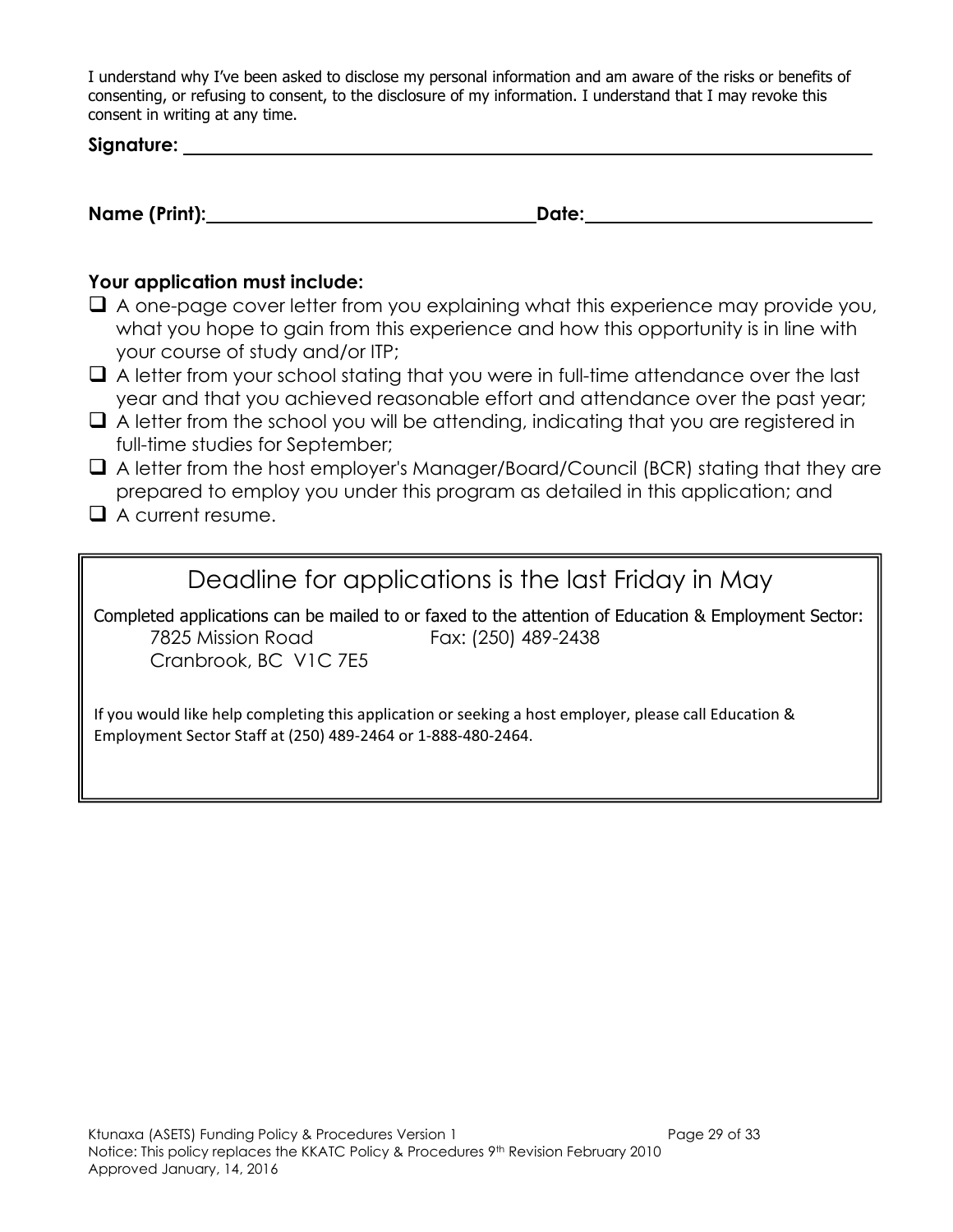I understand why I've been asked to disclose my personal information and am aware of the risks or benefits of consenting, or refusing to consent, to the disclosure of my information. I understand that I may revoke this consent in writing at any time.

**Signature:** ______________________________________________

**Name (Print):** ______________________ **Date:** ______________________

**Your application must include:**

- ☐ A one-page cover letter from you explaining what this experience may provide you, what you hope to gain from this experience and how this opportunity is in line with your course of study and/or ITP;
- ☐ A letter from your school stating that you were in full-time attendance over the last year and that you achieved reasonable effort and attendance over the past year;
- ☐ A letter from the school you will be attending, indicating that you are registered in full-time studies for September;
- ☐ A letter from the host employer's Manager/Board/Council (BCR) stating that they are prepared to employ you under this program as detailed in this application; and
- ☐ A current resume.

## Deadline for applications is the last Friday in May

Completed applications can be mailed to or faxed to the attention of Education & Employment Sector:

7825 Mission Road
Cranbrook, BC V1C 7E5

Fax: (250) 489-2438

If you would like help completing this application or seeking a host employer, please call Education & Employment Sector Staff at (250) 489-2464 or 1-888-480-2464.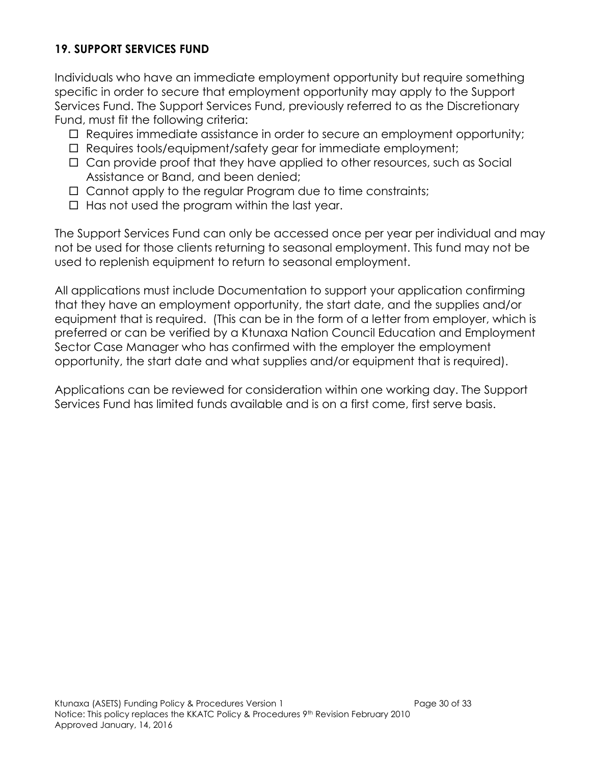## 19. SUPPORT SERVICES FUND

Individuals who have an immediate employment opportunity but require something specific in order to secure that employment opportunity may apply to the Support Services Fund. The Support Services Fund, previously referred to as the Discretionary Fund, must fit the following criteria:

- ☐ Requires immediate assistance in order to secure an employment opportunity;
- ☐ Requires tools/equipment/safety gear for immediate employment;
- ☐ Can provide proof that they have applied to other resources, such as Social Assistance or Band, and been denied;
- ☐ Cannot apply to the regular Program due to time constraints;
- ☐ Has not used the program within the last year.

The Support Services Fund can only be accessed once per year per individual and may not be used for those clients returning to seasonal employment. This fund may not be used to replenish equipment to return to seasonal employment.

All applications must include Documentation to support your application confirming that they have an employment opportunity, the start date, and the supplies and/or equipment that is required. (This can be in the form of a letter from employer, which is preferred or can be verified by a Ktunaxa Nation Council Education and Employment Sector Case Manager who has confirmed with the employer the employment opportunity, the start date and what supplies and/or equipment that is required).

Applications can be reviewed for consideration within one working day. The Support Services Fund has limited funds available and is on a first come, first serve basis.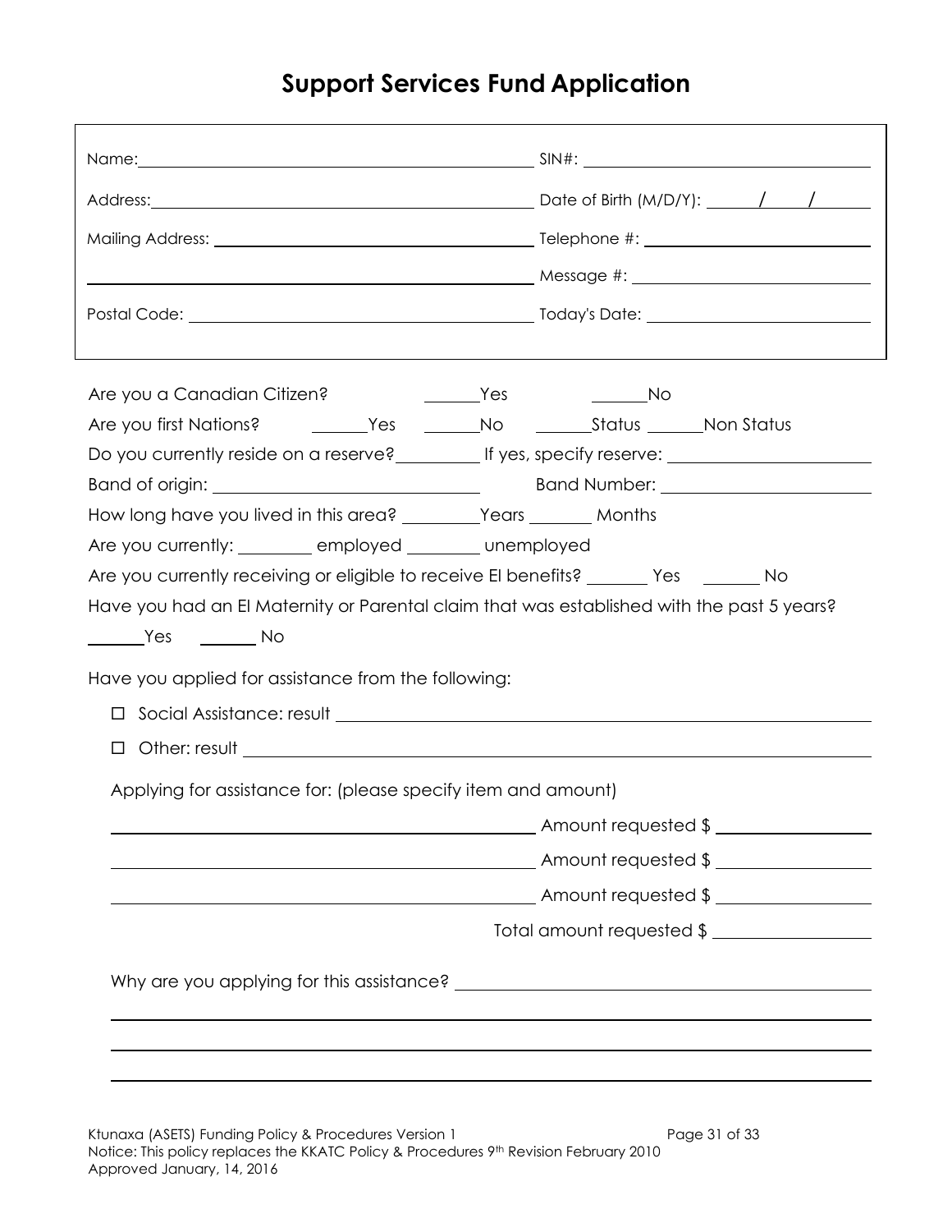# Support Services Fund Application

Name: ______________________ SIN#: ______________________

Address: ______________________ Date of Birth (M/D/Y): ____/____/____

Mailing Address: ______________________ Telephone #: ______________________

______________________ Message #: ______________________

Postal Code: ______________________ Today's Date: ______________________

Are you a Canadian Citizen? ______Yes ______No

Are you first Nations? ______Yes ______No ______Status ______Non Status

Do you currently reside on a reserve?________ If yes, specify reserve: ______________________

Band of origin: ______________________ Band Number: ______________________

How long have you lived in this area? ________Years _______ Months

Are you currently: ________ employed ________ unemployed

Are you currently receiving or eligible to receive EI benefits? ______ Yes ______ No

Have you had an EI Maternity or Parental claim that was established with the past 5 years?

______Yes ______ No

Have you applied for assistance from the following:

- ☐ Social Assistance: result ______________________
- ☐ Other: result ______________________

Applying for assistance for: (please specify item and amount)

______________________ Amount requested $ ______________

______________________ Amount requested $ ______________

______________________ Amount requested $ ______________

Total amount requested $ ______________

Why are you applying for this assistance? ______________________

______________________________________________

______________________________________________

______________________________________________

Ktunaxa (ASETS) Funding Policy & Procedures Version 1
Notice: This policy replaces the KKATC Policy & Procedures 9th Revision February 2010
Approved January, 14, 2016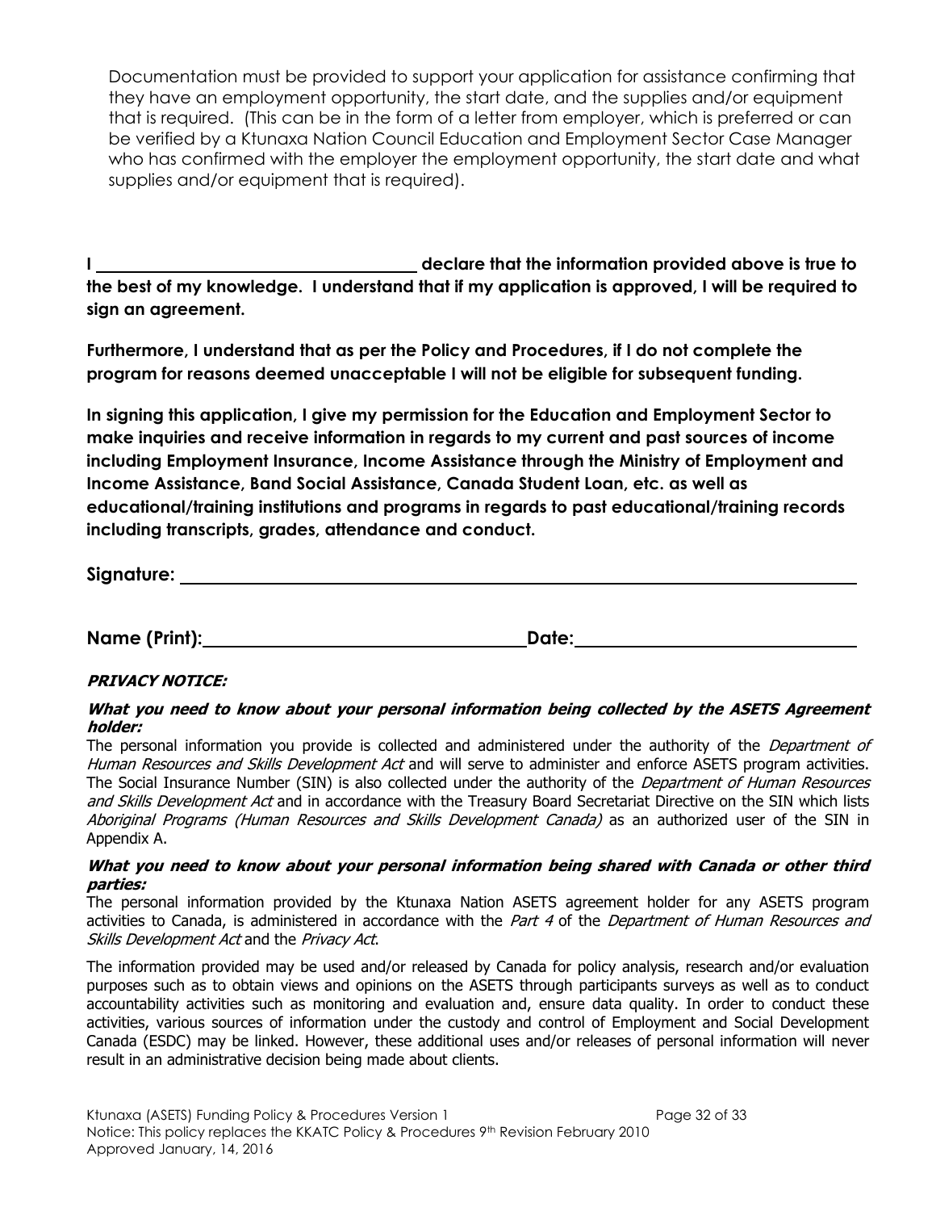Documentation must be provided to support your application for assistance confirming that they have an employment opportunity, the start date, and the supplies and/or equipment that is required. (This can be in the form of a letter from employer, which is preferred or can be verified by a Ktunaxa Nation Council Education and Employment Sector Case Manager who has confirmed with the employer the employment opportunity, the start date and what supplies and/or equipment that is required).

**I \_\_\_\_\_\_\_\_\_\_\_\_\_\_\_\_\_\_\_\_\_\_\_\_\_\_\_\_\_\_\_\_\_\_\_\_ declare that the information provided above is true to the best of my knowledge. I understand that if my application is approved, I will be required to sign an agreement.**

**Furthermore, I understand that as per the Policy and Procedures, if I do not complete the program for reasons deemed unacceptable I will not be eligible for subsequent funding.**

**In signing this application, I give my permission for the Education and Employment Sector to make inquiries and receive information in regards to my current and past sources of income including Employment Insurance, Income Assistance through the Ministry of Employment and Income Assistance, Band Social Assistance, Canada Student Loan, etc. as well as educational/training institutions and programs in regards to past educational/training records including transcripts, grades, attendance and conduct.**

**Signature:** \_\_\_\_\_\_\_\_\_\_\_\_\_\_\_\_\_\_\_\_\_\_\_\_\_\_\_\_\_\_\_\_\_\_\_\_\_\_\_\_\_\_\_\_\_\_\_\_\_\_\_\_\_\_\_\_

**Name (Print):** \_\_\_\_\_\_\_\_\_\_\_\_\_\_\_\_\_\_\_\_\_\_\_\_\_\_\_\_\_\_ **Date:** \_\_\_\_\_\_\_\_\_\_\_\_\_\_\_\_\_\_\_\_\_\_\_\_\_\_

***PRIVACY NOTICE:***

***What you need to know about your personal information being collected by the ASETS Agreement holder:***

The personal information you provide is collected and administered under the authority of the *Department of Human Resources and Skills Development Act* and will serve to administer and enforce ASETS program activities. The Social Insurance Number (SIN) is also collected under the authority of the *Department of Human Resources and Skills Development Act* and in accordance with the Treasury Board Secretariat Directive on the SIN which lists *Aboriginal Programs (Human Resources and Skills Development Canada)* as an authorized user of the SIN in Appendix A.

***What you need to know about your personal information being shared with Canada or other third parties:***

The personal information provided by the Ktunaxa Nation ASETS agreement holder for any ASETS program activities to Canada, is administered in accordance with the *Part 4* of the *Department of Human Resources and Skills Development Act* and the *Privacy Act*.

The information provided may be used and/or released by Canada for policy analysis, research and/or evaluation purposes such as to obtain views and opinions on the ASETS through participants surveys as well as to conduct accountability activities such as monitoring and evaluation and, ensure data quality. In order to conduct these activities, various sources of information under the custody and control of Employment and Social Development Canada (ESDC) may be linked. However, these additional uses and/or releases of personal information will never result in an administrative decision being made about clients.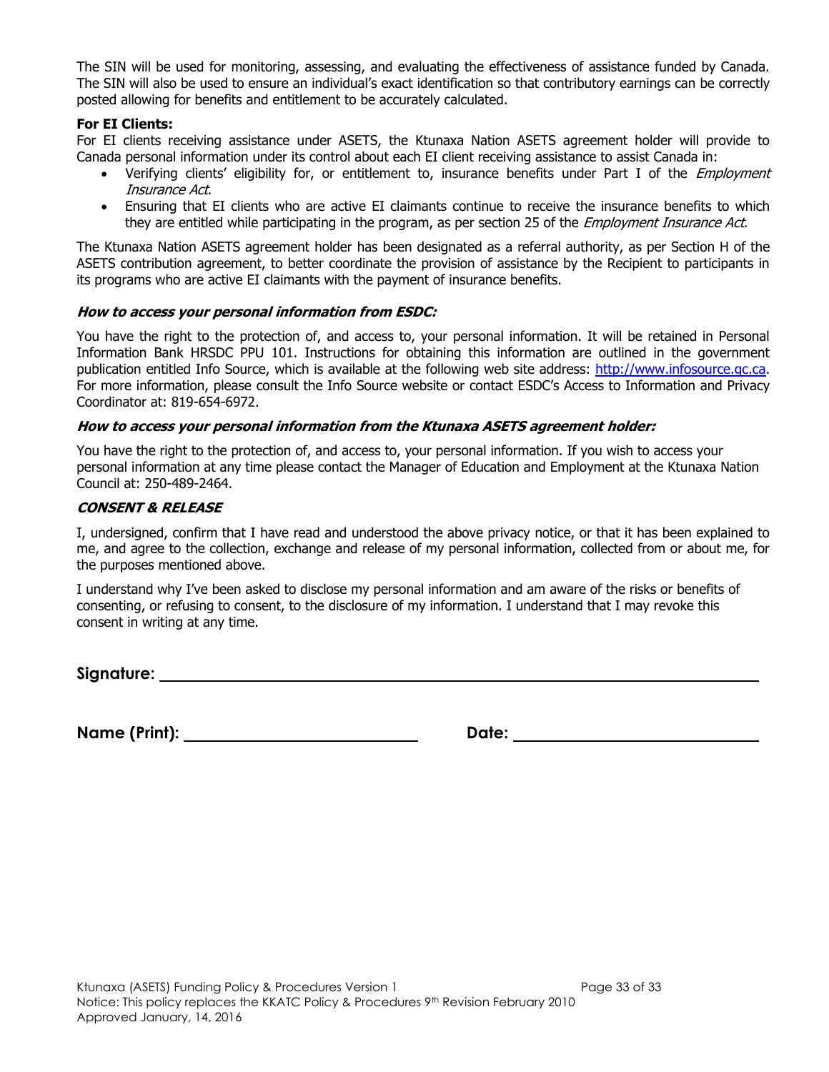The SIN will be used for monitoring, assessing, and evaluating the effectiveness of assistance funded by Canada. The SIN will also be used to ensure an individual's exact identification so that contributory earnings can be correctly posted allowing for benefits and entitlement to be accurately calculated.

**For EI Clients:**

For EI clients receiving assistance under ASETS, the Ktunaxa Nation ASETS agreement holder will provide to Canada personal information under its control about each EI client receiving assistance to assist Canada in:

- Verifying clients' eligibility for, or entitlement to, insurance benefits under Part I of the *Employment Insurance Act*.
- Ensuring that EI clients who are active EI claimants continue to receive the insurance benefits to which they are entitled while participating in the program, as per section 25 of the *Employment Insurance Act*.

The Ktunaxa Nation ASETS agreement holder has been designated as a referral authority, as per Section H of the ASETS contribution agreement, to better coordinate the provision of assistance by the Recipient to participants in its programs who are active EI claimants with the payment of insurance benefits.

***How to access your personal information from ESDC:***

You have the right to the protection of, and access to, your personal information. It will be retained in Personal Information Bank HRSDC PPU 101. Instructions for obtaining this information are outlined in the government publication entitled Info Source, which is available at the following web site address: http://www.infosource.gc.ca. For more information, please consult the Info Source website or contact ESDC's Access to Information and Privacy Coordinator at: 819-654-6972.

***How to access your personal information from the Ktunaxa ASETS agreement holder:***

You have the right to the protection of, and access to, your personal information. If you wish to access your personal information at any time please contact the Manager of Education and Employment at the Ktunaxa Nation Council at: 250-489-2464.

***CONSENT & RELEASE***

I, undersigned, confirm that I have read and understood the above privacy notice, or that it has been explained to me, and agree to the collection, exchange and release of my personal information, collected from or about me, for the purposes mentioned above.

I understand why I've been asked to disclose my personal information and am aware of the risks or benefits of consenting, or refusing to consent, to the disclosure of my information. I understand that I may revoke this consent in writing at any time.

**Signature:** ______________________________________________

**Name (Print):** ____________________________ **Date:** ____________________________

Ktunaxa (ASETS) Funding Policy & Procedures Version 1
Notice: This policy replaces the KKATC Policy & Procedures 9th Revision February 2010
Approved January, 14, 2016